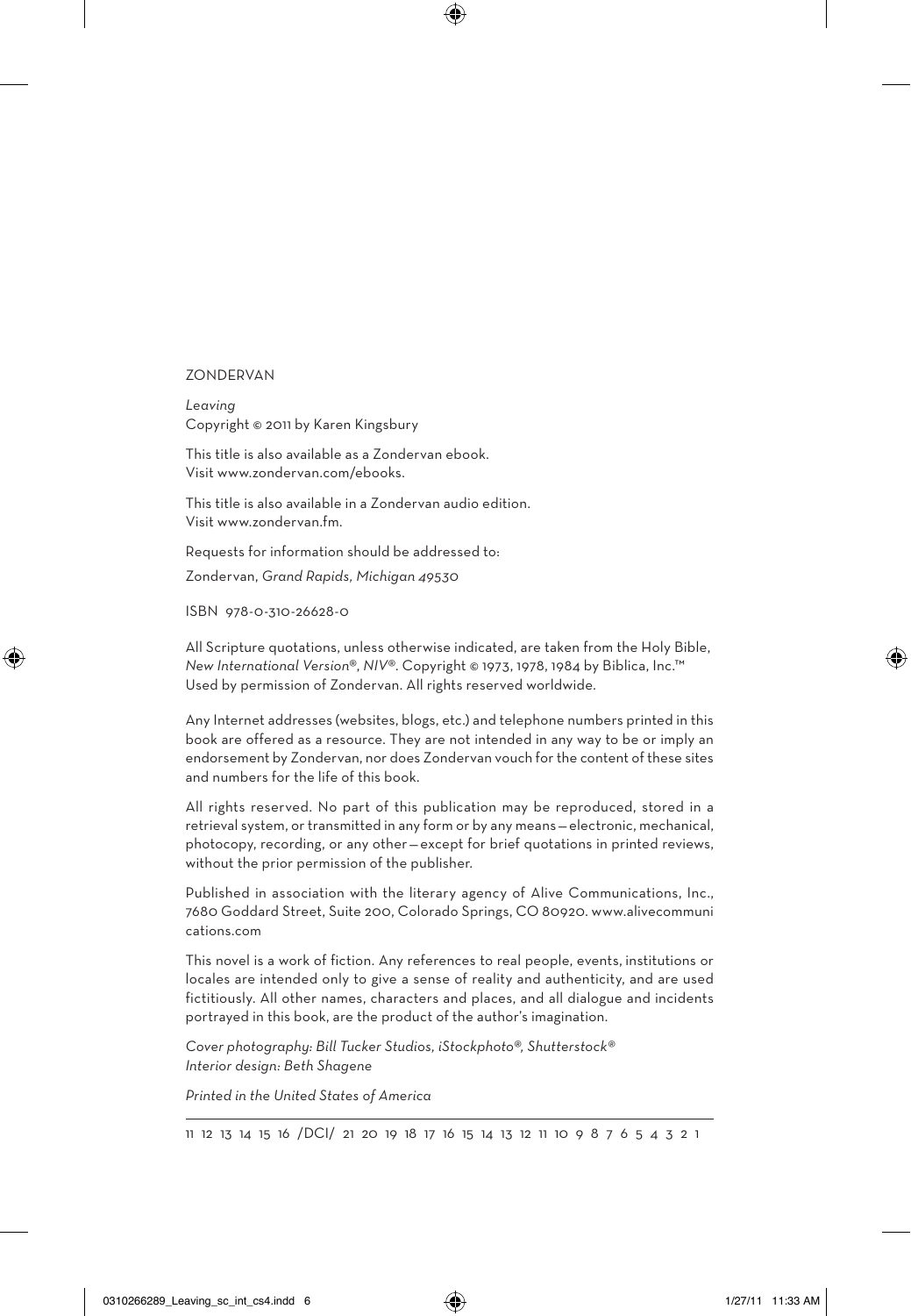ZONDERVAN

*Leaving*
Copyright © 2011 by Karen Kingsbury

This title is also available as a Zondervan ebook.
Visit www.zondervan.com/ebooks.

This title is also available in a Zondervan audio edition.
Visit www.zondervan.fm.

Requests for information should be addressed to:

Zondervan, *Grand Rapids, Michigan 49530*

ISBN 978-0-310-26628-0

All Scripture quotations, unless otherwise indicated, are taken from the Holy Bible, *New International Version®, NIV®*. Copyright © 1973, 1978, 1984 by Biblica, Inc.™ Used by permission of Zondervan. All rights reserved worldwide.

Any Internet addresses (websites, blogs, etc.) and telephone numbers printed in this book are offered as a resource. They are not intended in any way to be or imply an endorsement by Zondervan, nor does Zondervan vouch for the content of these sites and numbers for the life of this book.

All rights reserved. No part of this publication may be reproduced, stored in a retrieval system, or transmitted in any form or by any means—electronic, mechanical, photocopy, recording, or any other—except for brief quotations in printed reviews, without the prior permission of the publisher.

Published in association with the literary agency of Alive Communications, Inc., 7680 Goddard Street, Suite 200, Colorado Springs, CO 80920. www.alivecommunications.com

This novel is a work of fiction. Any references to real people, events, institutions or locales are intended only to give a sense of reality and authenticity, and are used fictitiously. All other names, characters and places, and all dialogue and incidents portrayed in this book, are the product of the author's imagination.

*Cover photography: Bill Tucker Studios, iStockphoto®, Shutterstock®*
*Interior design: Beth Shagene*

*Printed in the United States of America*

11 12 13 14 15 16 /DCI/ 21 20 19 18 17 16 15 14 13 12 11 10 9 8 7 6 5 4 3 2 1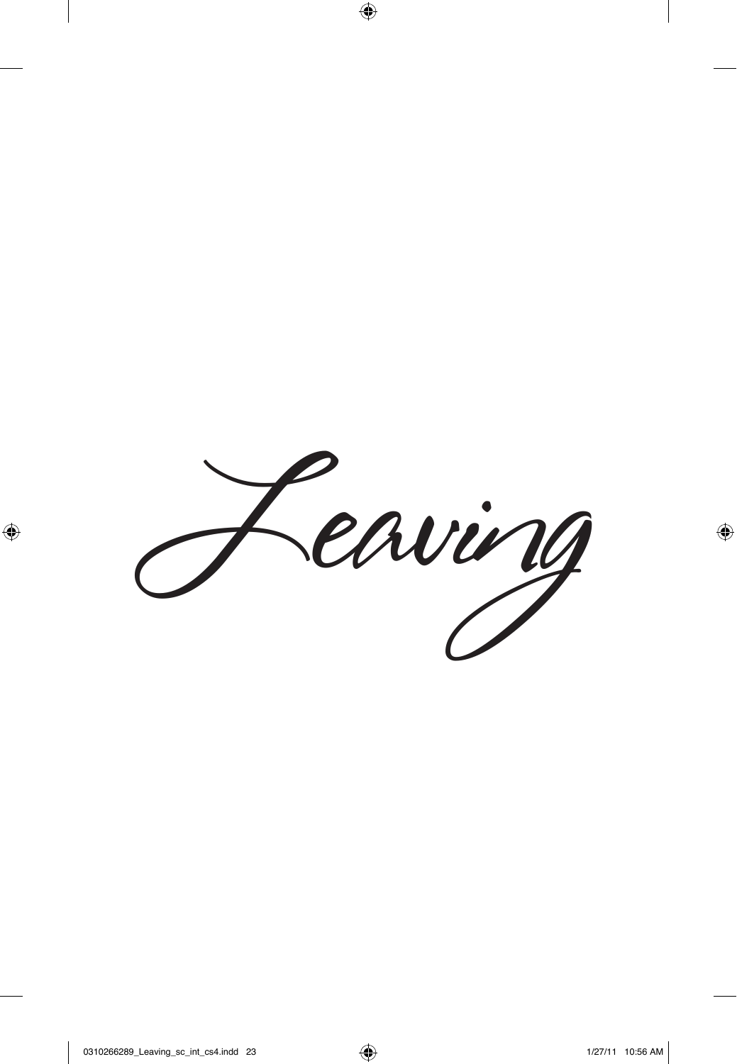# Leaving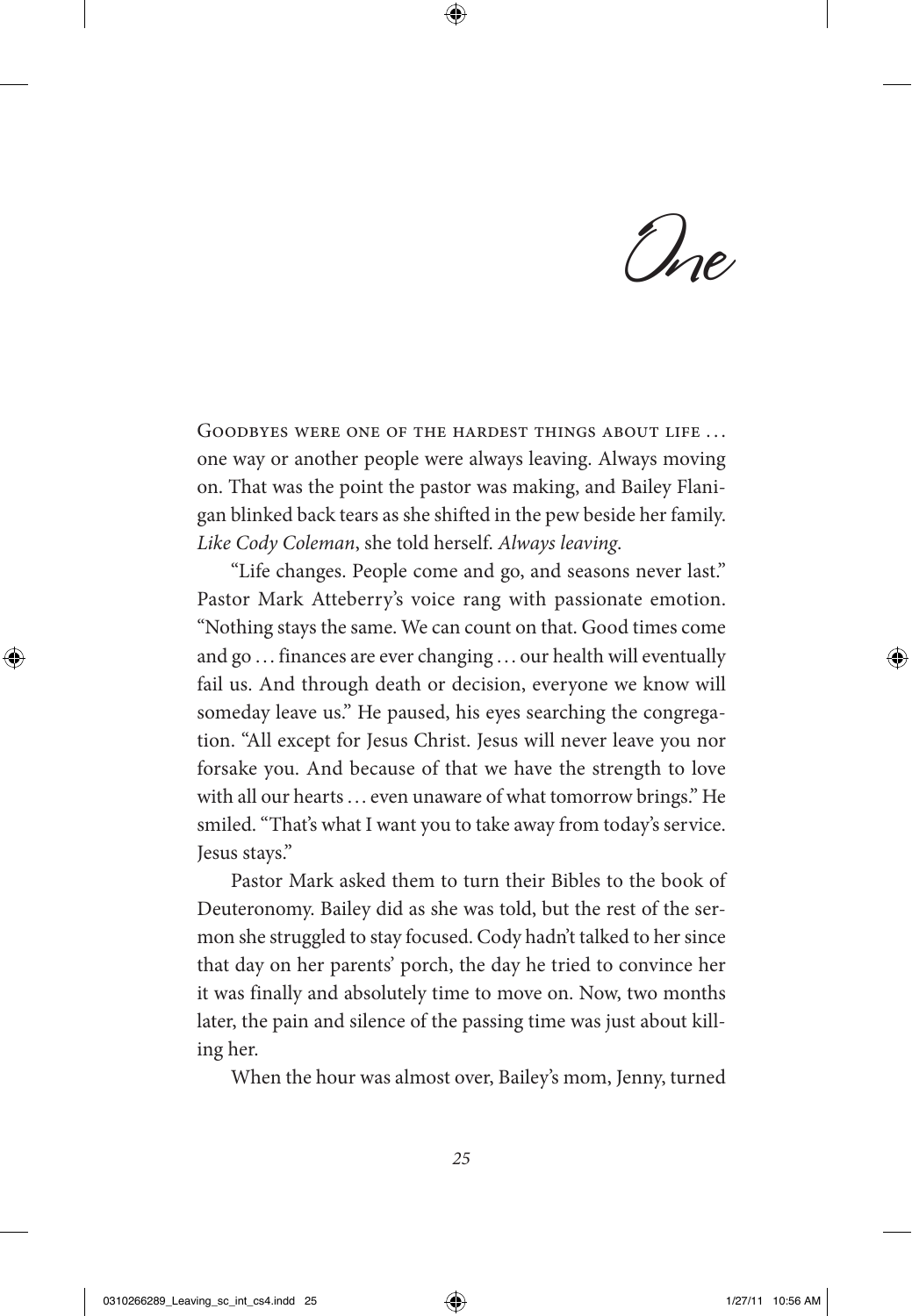# One

Goodbyes were one of the hardest things about life … one way or another people were always leaving. Always moving on. That was the point the pastor was making, and Bailey Flanigan blinked back tears as she shifted in the pew beside her family. *Like Cody Coleman*, she told herself. *Always leaving.*

"Life changes. People come and go, and seasons never last." Pastor Mark Atteberry's voice rang with passionate emotion. "Nothing stays the same. We can count on that. Good times come and go … finances are ever changing … our health will eventually fail us. And through death or decision, everyone we know will someday leave us." He paused, his eyes searching the congregation. "All except for Jesus Christ. Jesus will never leave you nor forsake you. And because of that we have the strength to love with all our hearts … even unaware of what tomorrow brings." He smiled. "That's what I want you to take away from today's service. Jesus stays."

Pastor Mark asked them to turn their Bibles to the book of Deuteronomy. Bailey did as she was told, but the rest of the sermon she struggled to stay focused. Cody hadn't talked to her since that day on her parents' porch, the day he tried to convince her it was finally and absolutely time to move on. Now, two months later, the pain and silence of the passing time was just about killing her.

When the hour was almost over, Bailey's mom, Jenny, turned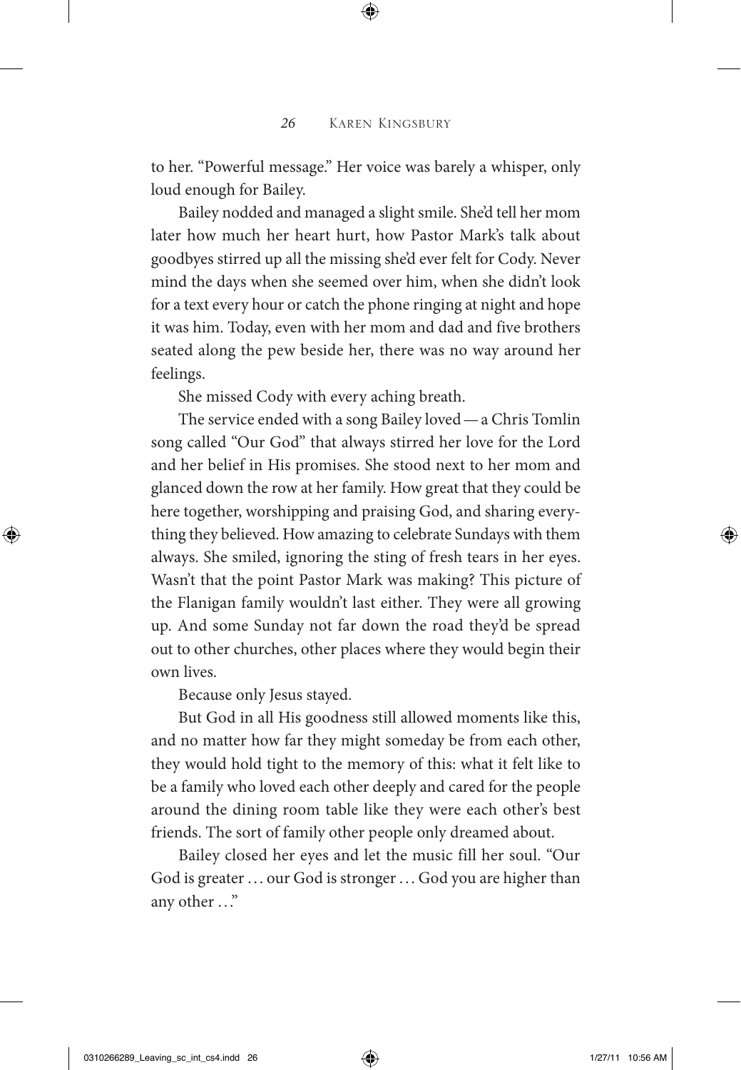to her. "Powerful message." Her voice was barely a whisper, only loud enough for Bailey.

Bailey nodded and managed a slight smile. She'd tell her mom later how much her heart hurt, how Pastor Mark's talk about goodbyes stirred up all the missing she'd ever felt for Cody. Never mind the days when she seemed over him, when she didn't look for a text every hour or catch the phone ringing at night and hope it was him. Today, even with her mom and dad and five brothers seated along the pew beside her, there was no way around her feelings.

She missed Cody with every aching breath.

The service ended with a song Bailey loved — a Chris Tomlin song called "Our God" that always stirred her love for the Lord and her belief in His promises. She stood next to her mom and glanced down the row at her family. How great that they could be here together, worshipping and praising God, and sharing everything they believed. How amazing to celebrate Sundays with them always. She smiled, ignoring the sting of fresh tears in her eyes. Wasn't that the point Pastor Mark was making? This picture of the Flanigan family wouldn't last either. They were all growing up. And some Sunday not far down the road they'd be spread out to other churches, other places where they would begin their own lives.

Because only Jesus stayed.

But God in all His goodness still allowed moments like this, and no matter how far they might someday be from each other, they would hold tight to the memory of this: what it felt like to be a family who loved each other deeply and cared for the people around the dining room table like they were each other's best friends. The sort of family other people only dreamed about.

Bailey closed her eyes and let the music fill her soul. "Our God is greater … our God is stronger … God you are higher than any other …"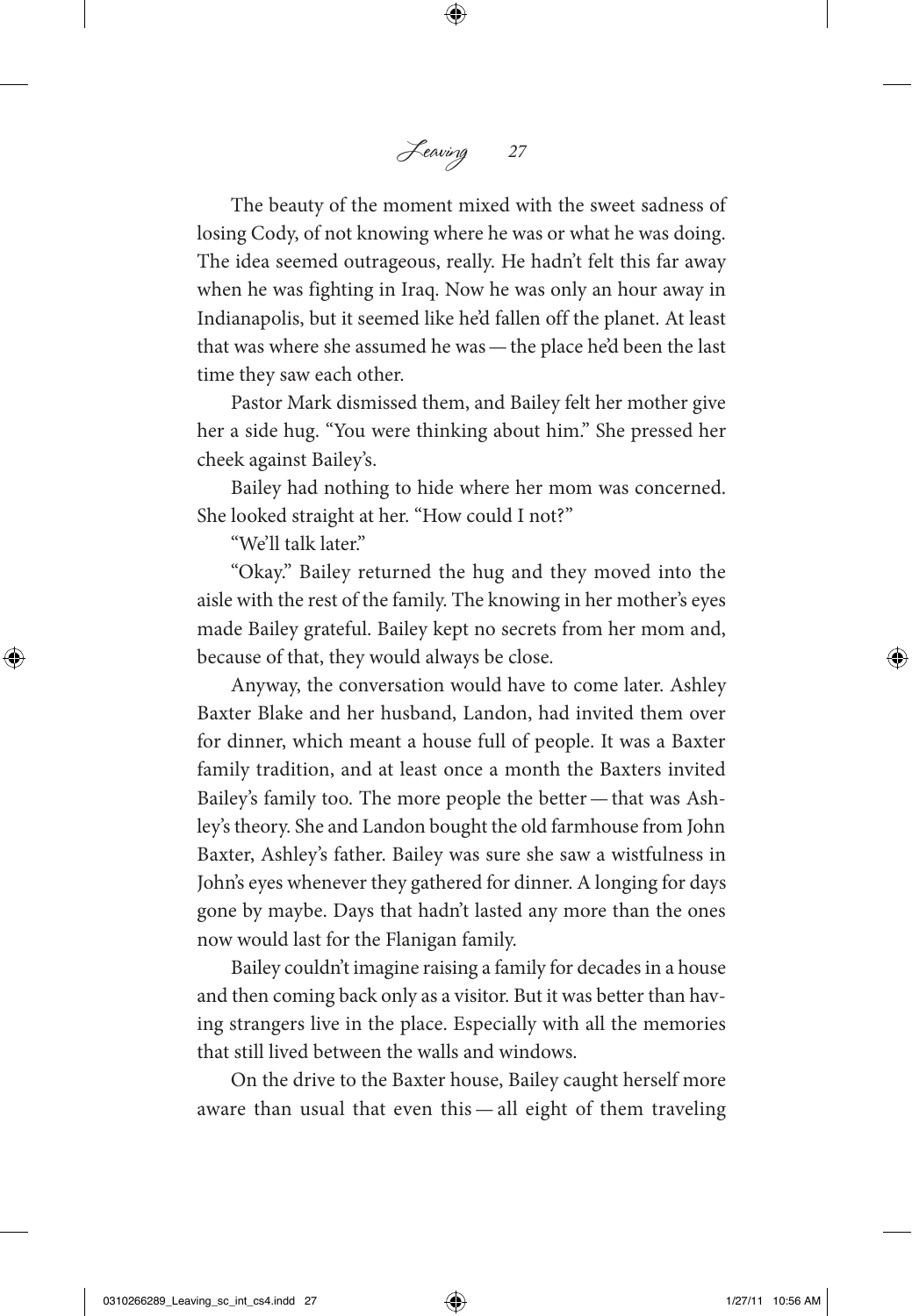The beauty of the moment mixed with the sweet sadness of losing Cody, of not knowing where he was or what he was doing. The idea seemed outrageous, really. He hadn't felt this far away when he was fighting in Iraq. Now he was only an hour away in Indianapolis, but it seemed like he'd fallen off the planet. At least that was where she assumed he was — the place he'd been the last time they saw each other.

Pastor Mark dismissed them, and Bailey felt her mother give her a side hug. "You were thinking about him." She pressed her cheek against Bailey's.

Bailey had nothing to hide where her mom was concerned. She looked straight at her. "How could I not?"

"We'll talk later."

"Okay." Bailey returned the hug and they moved into the aisle with the rest of the family. The knowing in her mother's eyes made Bailey grateful. Bailey kept no secrets from her mom and, because of that, they would always be close.

Anyway, the conversation would have to come later. Ashley Baxter Blake and her husband, Landon, had invited them over for dinner, which meant a house full of people. It was a Baxter family tradition, and at least once a month the Baxters invited Bailey's family too. The more people the better — that was Ashley's theory. She and Landon bought the old farmhouse from John Baxter, Ashley's father. Bailey was sure she saw a wistfulness in John's eyes whenever they gathered for dinner. A longing for days gone by maybe. Days that hadn't lasted any more than the ones now would last for the Flanigan family.

Bailey couldn't imagine raising a family for decades in a house and then coming back only as a visitor. But it was better than having strangers live in the place. Especially with all the memories that still lived between the walls and windows.

On the drive to the Baxter house, Bailey caught herself more aware than usual that even this — all eight of them traveling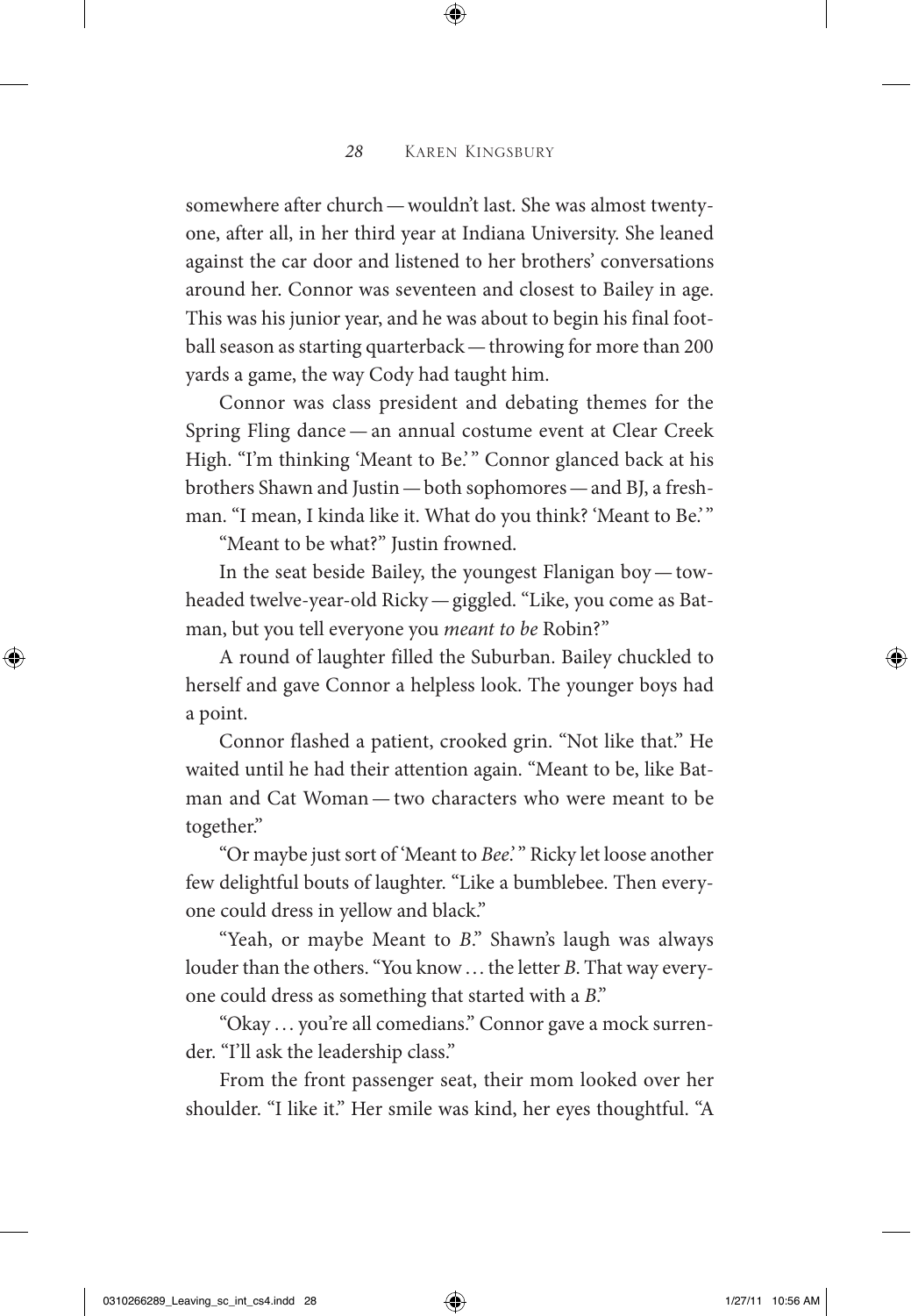somewhere after church — wouldn't last. She was almost twenty-one, after all, in her third year at Indiana University. She leaned against the car door and listened to her brothers' conversations around her. Connor was seventeen and closest to Bailey in age. This was his junior year, and he was about to begin his final football season as starting quarterback — throwing for more than 200 yards a game, the way Cody had taught him.

Connor was class president and debating themes for the Spring Fling dance — an annual costume event at Clear Creek High. "I'm thinking 'Meant to Be.'" Connor glanced back at his brothers Shawn and Justin — both sophomores — and BJ, a freshman. "I mean, I kinda like it. What do you think? 'Meant to Be.'"

"Meant to be what?" Justin frowned.

In the seat beside Bailey, the youngest Flanigan boy — tow-headed twelve-year-old Ricky — giggled. "Like, you come as Batman, but you tell everyone you *meant to be* Robin?"

A round of laughter filled the Suburban. Bailey chuckled to herself and gave Connor a helpless look. The younger boys had a point.

Connor flashed a patient, crooked grin. "Not like that." He waited until he had their attention again. "Meant to be, like Batman and Cat Woman — two characters who were meant to be together."

"Or maybe just sort of 'Meant to *Bee*.'" Ricky let loose another few delightful bouts of laughter. "Like a bumblebee. Then everyone could dress in yellow and black."

"Yeah, or maybe Meant to *B*." Shawn's laugh was always louder than the others. "You know ... the letter *B*. That way everyone could dress as something that started with a *B*."

"Okay ... you're all comedians." Connor gave a mock surrender. "I'll ask the leadership class."

From the front passenger seat, their mom looked over her shoulder. "I like it." Her smile was kind, her eyes thoughtful. "A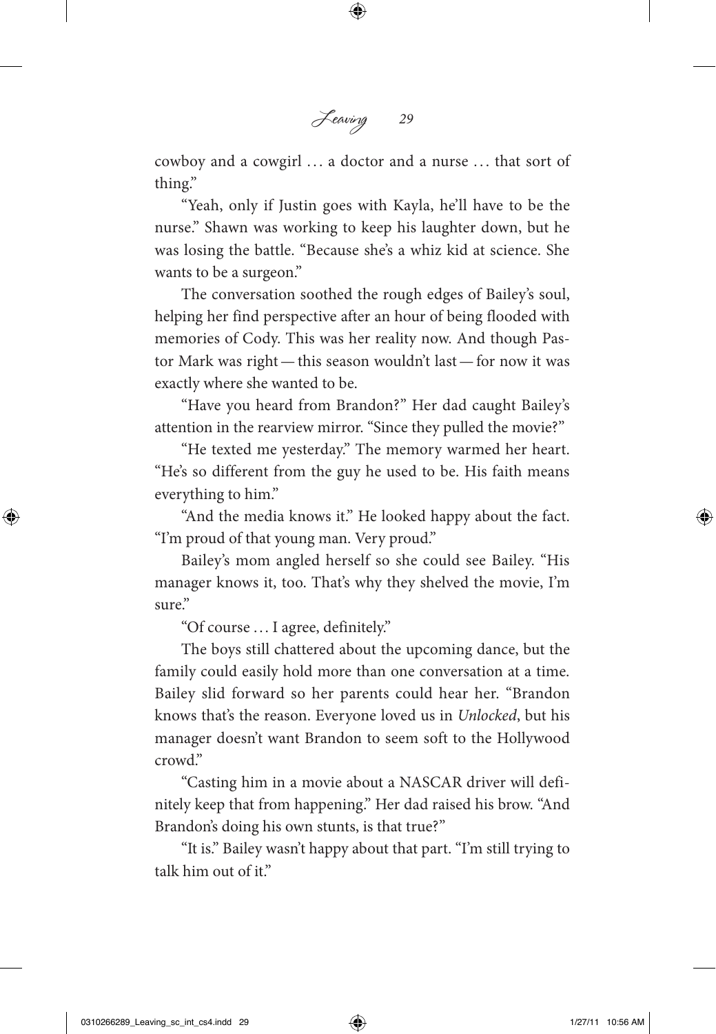cowboy and a cowgirl … a doctor and a nurse … that sort of thing."

"Yeah, only if Justin goes with Kayla, he'll have to be the nurse." Shawn was working to keep his laughter down, but he was losing the battle. "Because she's a whiz kid at science. She wants to be a surgeon."

The conversation soothed the rough edges of Bailey's soul, helping her find perspective after an hour of being flooded with memories of Cody. This was her reality now. And though Pastor Mark was right — this season wouldn't last — for now it was exactly where she wanted to be.

"Have you heard from Brandon?" Her dad caught Bailey's attention in the rearview mirror. "Since they pulled the movie?"

"He texted me yesterday." The memory warmed her heart. "He's so different from the guy he used to be. His faith means everything to him."

"And the media knows it." He looked happy about the fact. "I'm proud of that young man. Very proud."

Bailey's mom angled herself so she could see Bailey. "His manager knows it, too. That's why they shelved the movie, I'm sure."

"Of course … I agree, definitely."

The boys still chattered about the upcoming dance, but the family could easily hold more than one conversation at a time. Bailey slid forward so her parents could hear her. "Brandon knows that's the reason. Everyone loved us in *Unlocked*, but his manager doesn't want Brandon to seem soft to the Hollywood crowd."

"Casting him in a movie about a NASCAR driver will definitely keep that from happening." Her dad raised his brow. "And Brandon's doing his own stunts, is that true?"

"It is." Bailey wasn't happy about that part. "I'm still trying to talk him out of it."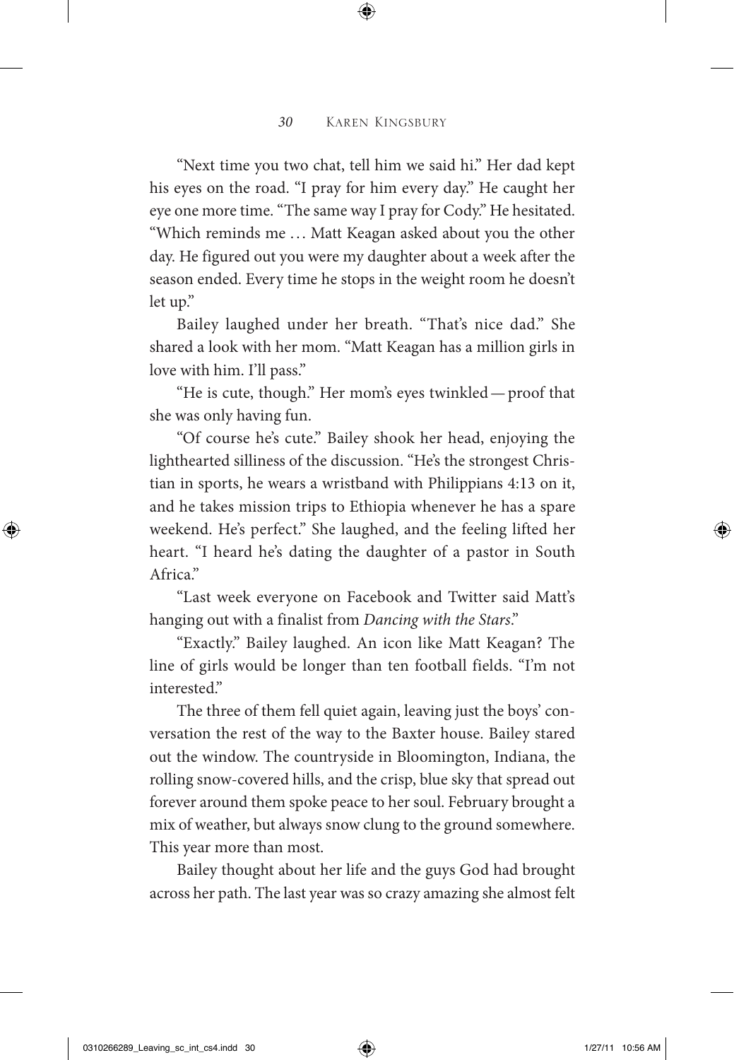"Next time you two chat, tell him we said hi." Her dad kept his eyes on the road. "I pray for him every day." He caught her eye one more time. "The same way I pray for Cody." He hesitated. "Which reminds me … Matt Keagan asked about you the other day. He figured out you were my daughter about a week after the season ended. Every time he stops in the weight room he doesn't let up."

Bailey laughed under her breath. "That's nice dad." She shared a look with her mom. "Matt Keagan has a million girls in love with him. I'll pass."

"He is cute, though." Her mom's eyes twinkled — proof that she was only having fun.

"Of course he's cute." Bailey shook her head, enjoying the lighthearted silliness of the discussion. "He's the strongest Christian in sports, he wears a wristband with Philippians 4:13 on it, and he takes mission trips to Ethiopia whenever he has a spare weekend. He's perfect." She laughed, and the feeling lifted her heart. "I heard he's dating the daughter of a pastor in South Africa."

"Last week everyone on Facebook and Twitter said Matt's hanging out with a finalist from *Dancing with the Stars*."

"Exactly." Bailey laughed. An icon like Matt Keagan? The line of girls would be longer than ten football fields. "I'm not interested."

The three of them fell quiet again, leaving just the boys' conversation the rest of the way to the Baxter house. Bailey stared out the window. The countryside in Bloomington, Indiana, the rolling snow-covered hills, and the crisp, blue sky that spread out forever around them spoke peace to her soul. February brought a mix of weather, but always snow clung to the ground somewhere. This year more than most.

Bailey thought about her life and the guys God had brought across her path. The last year was so crazy amazing she almost felt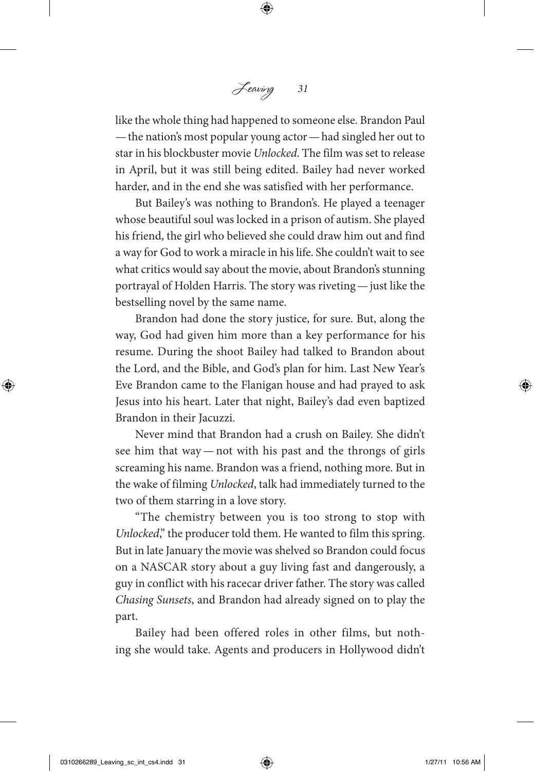like the whole thing had happened to someone else. Brandon Paul — the nation's most popular young actor — had singled her out to star in his blockbuster movie *Unlocked*. The film was set to release in April, but it was still being edited. Bailey had never worked harder, and in the end she was satisfied with her performance.

But Bailey's was nothing to Brandon's. He played a teenager whose beautiful soul was locked in a prison of autism. She played his friend, the girl who believed she could draw him out and find a way for God to work a miracle in his life. She couldn't wait to see what critics would say about the movie, about Brandon's stunning portrayal of Holden Harris. The story was riveting — just like the bestselling novel by the same name.

Brandon had done the story justice, for sure. But, along the way, God had given him more than a key performance for his resume. During the shoot Bailey had talked to Brandon about the Lord, and the Bible, and God's plan for him. Last New Year's Eve Brandon came to the Flanigan house and had prayed to ask Jesus into his heart. Later that night, Bailey's dad even baptized Brandon in their Jacuzzi.

Never mind that Brandon had a crush on Bailey. She didn't see him that way — not with his past and the throngs of girls screaming his name. Brandon was a friend, nothing more. But in the wake of filming *Unlocked*, talk had immediately turned to the two of them starring in a love story.

"The chemistry between you is too strong to stop with *Unlocked*," the producer told them. He wanted to film this spring. But in late January the movie was shelved so Brandon could focus on a NASCAR story about a guy living fast and dangerously, a guy in conflict with his racecar driver father. The story was called *Chasing Sunsets*, and Brandon had already signed on to play the part.

Bailey had been offered roles in other films, but nothing she would take. Agents and producers in Hollywood didn't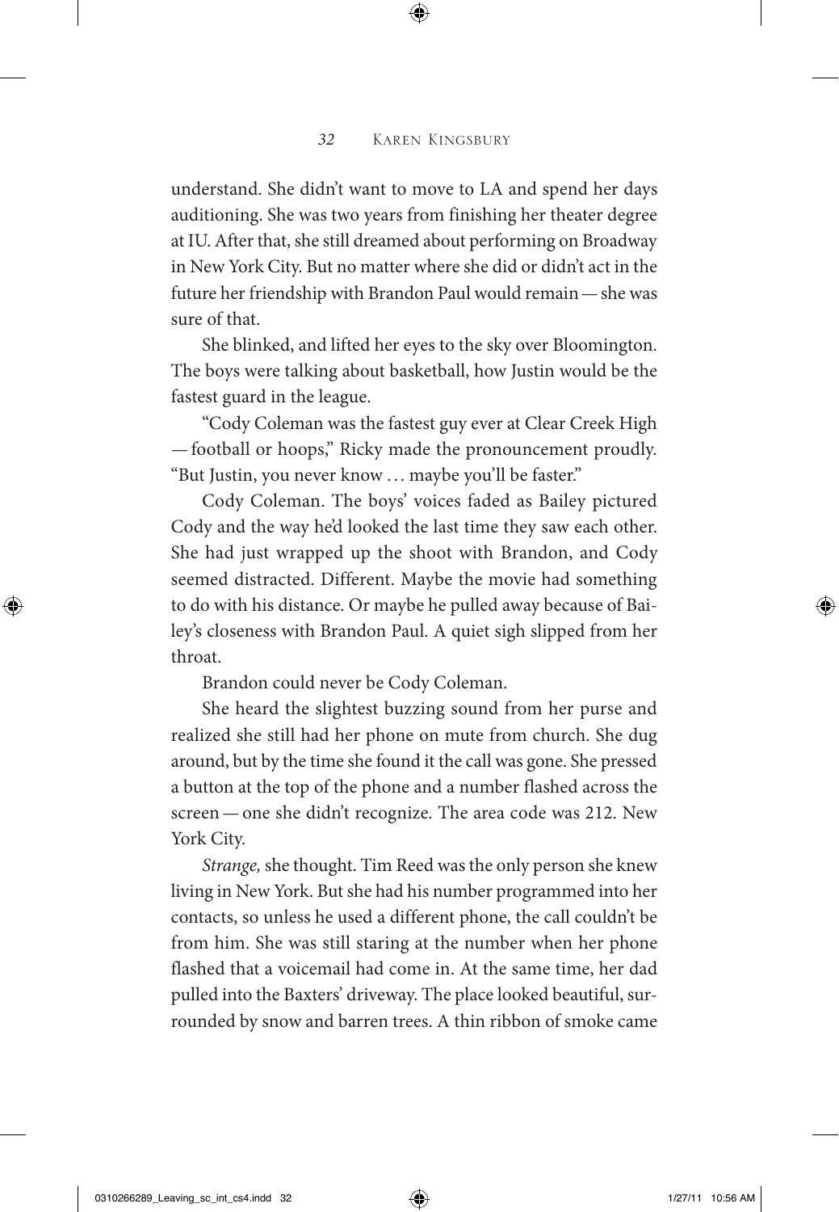understand. She didn't want to move to LA and spend her days auditioning. She was two years from finishing her theater degree at IU. After that, she still dreamed about performing on Broadway in New York City. But no matter where she did or didn't act in the future her friendship with Brandon Paul would remain — she was sure of that.

She blinked, and lifted her eyes to the sky over Bloomington. The boys were talking about basketball, how Justin would be the fastest guard in the league.

"Cody Coleman was the fastest guy ever at Clear Creek High — football or hoops," Ricky made the pronouncement proudly. "But Justin, you never know … maybe you'll be faster."

Cody Coleman. The boys' voices faded as Bailey pictured Cody and the way he'd looked the last time they saw each other. She had just wrapped up the shoot with Brandon, and Cody seemed distracted. Different. Maybe the movie had something to do with his distance. Or maybe he pulled away because of Bailey's closeness with Brandon Paul. A quiet sigh slipped from her throat.

Brandon could never be Cody Coleman.

She heard the slightest buzzing sound from her purse and realized she still had her phone on mute from church. She dug around, but by the time she found it the call was gone. She pressed a button at the top of the phone and a number flashed across the screen — one she didn't recognize. The area code was 212. New York City.

*Strange,* she thought. Tim Reed was the only person she knew living in New York. But she had his number programmed into her contacts, so unless he used a different phone, the call couldn't be from him. She was still staring at the number when her phone flashed that a voicemail had come in. At the same time, her dad pulled into the Baxters' driveway. The place looked beautiful, surrounded by snow and barren trees. A thin ribbon of smoke came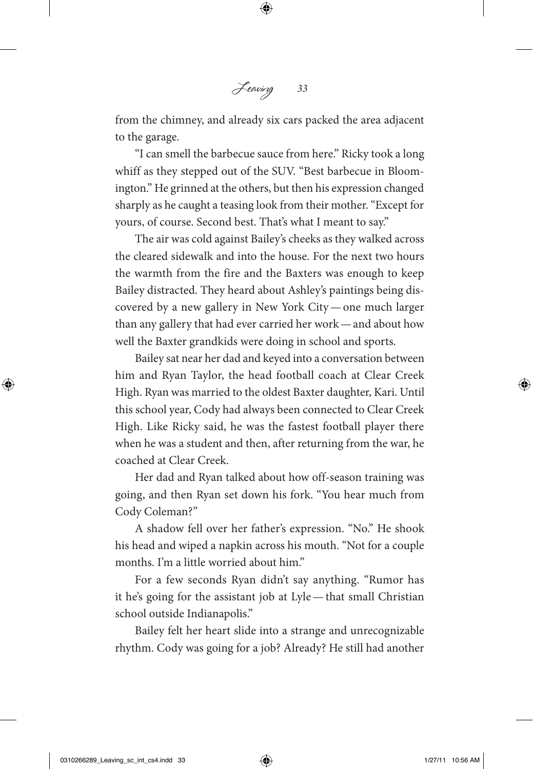from the chimney, and already six cars packed the area adjacent to the garage.

"I can smell the barbecue sauce from here." Ricky took a long whiff as they stepped out of the SUV. "Best barbecue in Bloomington." He grinned at the others, but then his expression changed sharply as he caught a teasing look from their mother. "Except for yours, of course. Second best. That's what I meant to say."

The air was cold against Bailey's cheeks as they walked across the cleared sidewalk and into the house. For the next two hours the warmth from the fire and the Baxters was enough to keep Bailey distracted. They heard about Ashley's paintings being discovered by a new gallery in New York City — one much larger than any gallery that had ever carried her work — and about how well the Baxter grandkids were doing in school and sports.

Bailey sat near her dad and keyed into a conversation between him and Ryan Taylor, the head football coach at Clear Creek High. Ryan was married to the oldest Baxter daughter, Kari. Until this school year, Cody had always been connected to Clear Creek High. Like Ricky said, he was the fastest football player there when he was a student and then, after returning from the war, he coached at Clear Creek.

Her dad and Ryan talked about how off-season training was going, and then Ryan set down his fork. "You hear much from Cody Coleman?"

A shadow fell over her father's expression. "No." He shook his head and wiped a napkin across his mouth. "Not for a couple months. I'm a little worried about him."

For a few seconds Ryan didn't say anything. "Rumor has it he's going for the assistant job at Lyle — that small Christian school outside Indianapolis."

Bailey felt her heart slide into a strange and unrecognizable rhythm. Cody was going for a job? Already? He still had another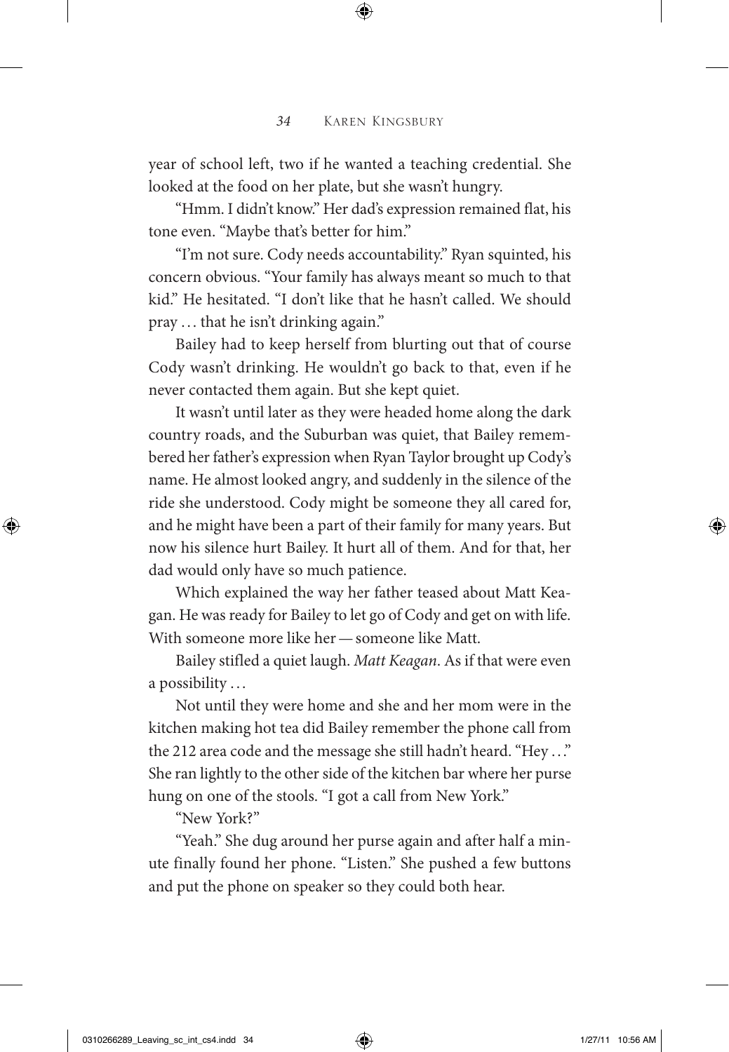year of school left, two if he wanted a teaching credential. She looked at the food on her plate, but she wasn't hungry.

"Hmm. I didn't know." Her dad's expression remained flat, his tone even. "Maybe that's better for him."

"I'm not sure. Cody needs accountability." Ryan squinted, his concern obvious. "Your family has always meant so much to that kid." He hesitated. "I don't like that he hasn't called. We should pray … that he isn't drinking again."

Bailey had to keep herself from blurting out that of course Cody wasn't drinking. He wouldn't go back to that, even if he never contacted them again. But she kept quiet.

It wasn't until later as they were headed home along the dark country roads, and the Suburban was quiet, that Bailey remembered her father's expression when Ryan Taylor brought up Cody's name. He almost looked angry, and suddenly in the silence of the ride she understood. Cody might be someone they all cared for, and he might have been a part of their family for many years. But now his silence hurt Bailey. It hurt all of them. And for that, her dad would only have so much patience.

Which explained the way her father teased about Matt Keagan. He was ready for Bailey to let go of Cody and get on with life. With someone more like her — someone like Matt.

Bailey stifled a quiet laugh. *Matt Keagan*. As if that were even a possibility …

Not until they were home and she and her mom were in the kitchen making hot tea did Bailey remember the phone call from the 212 area code and the message she still hadn't heard. "Hey …" She ran lightly to the other side of the kitchen bar where her purse hung on one of the stools. "I got a call from New York."

"New York?"

"Yeah." She dug around her purse again and after half a minute finally found her phone. "Listen." She pushed a few buttons and put the phone on speaker so they could both hear.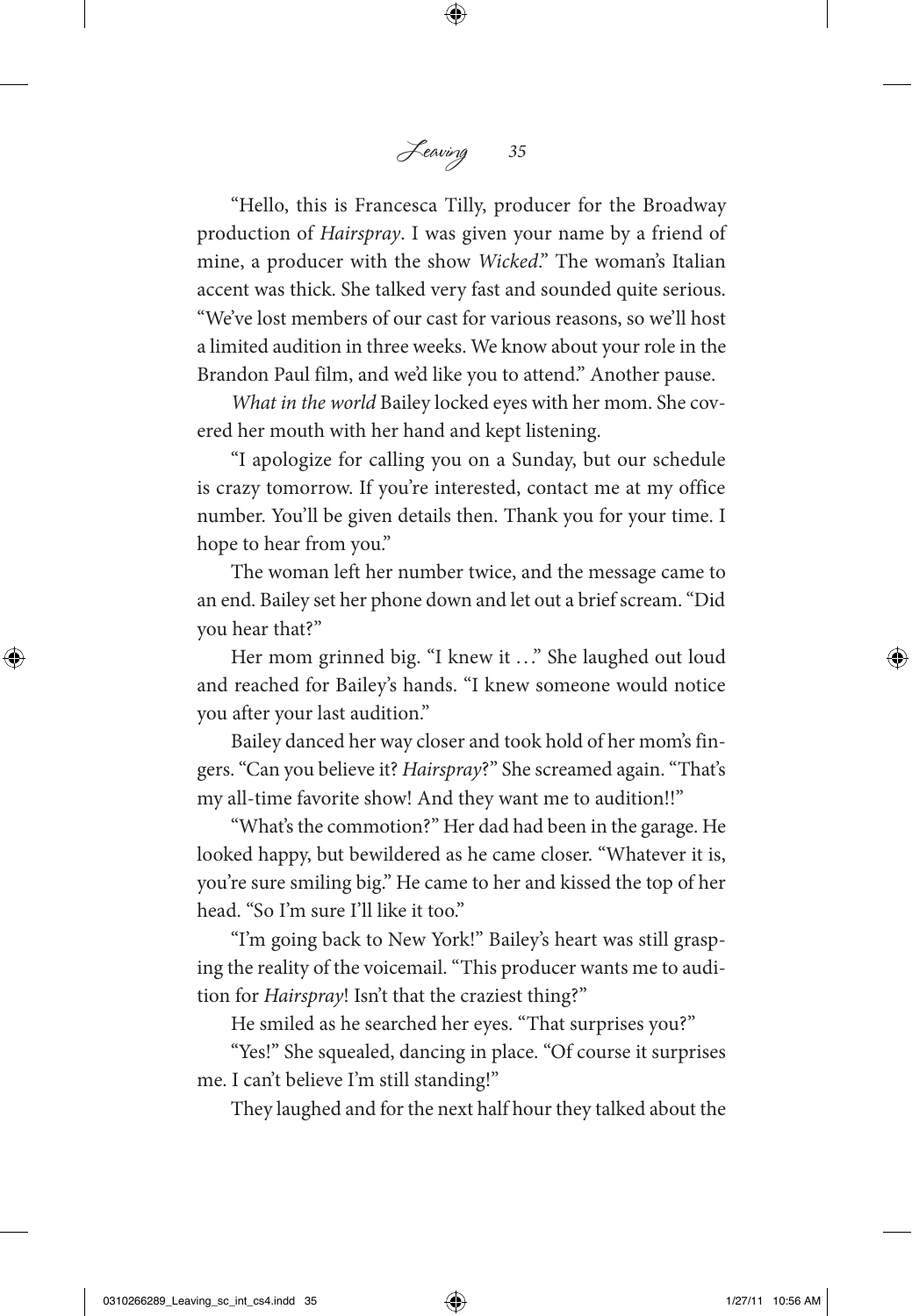"Hello, this is Francesca Tilly, producer for the Broadway production of *Hairspray*. I was given your name by a friend of mine, a producer with the show *Wicked*." The woman's Italian accent was thick. She talked very fast and sounded quite serious. "We've lost members of our cast for various reasons, so we'll host a limited audition in three weeks. We know about your role in the Brandon Paul film, and we'd like you to attend." Another pause.

*What in the world* Bailey locked eyes with her mom. She covered her mouth with her hand and kept listening.

"I apologize for calling you on a Sunday, but our schedule is crazy tomorrow. If you're interested, contact me at my office number. You'll be given details then. Thank you for your time. I hope to hear from you."

The woman left her number twice, and the message came to an end. Bailey set her phone down and let out a brief scream. "Did you hear that?"

Her mom grinned big. "I knew it …" She laughed out loud and reached for Bailey's hands. "I knew someone would notice you after your last audition."

Bailey danced her way closer and took hold of her mom's fingers. "Can you believe it? *Hairspray*?" She screamed again. "That's my all-time favorite show! And they want me to audition!!"

"What's the commotion?" Her dad had been in the garage. He looked happy, but bewildered as he came closer. "Whatever it is, you're sure smiling big." He came to her and kissed the top of her head. "So I'm sure I'll like it too."

"I'm going back to New York!" Bailey's heart was still grasping the reality of the voicemail. "This producer wants me to audition for *Hairspray*! Isn't that the craziest thing?"

He smiled as he searched her eyes. "That surprises you?"

"Yes!" She squealed, dancing in place. "Of course it surprises me. I can't believe I'm still standing!"

They laughed and for the next half hour they talked about the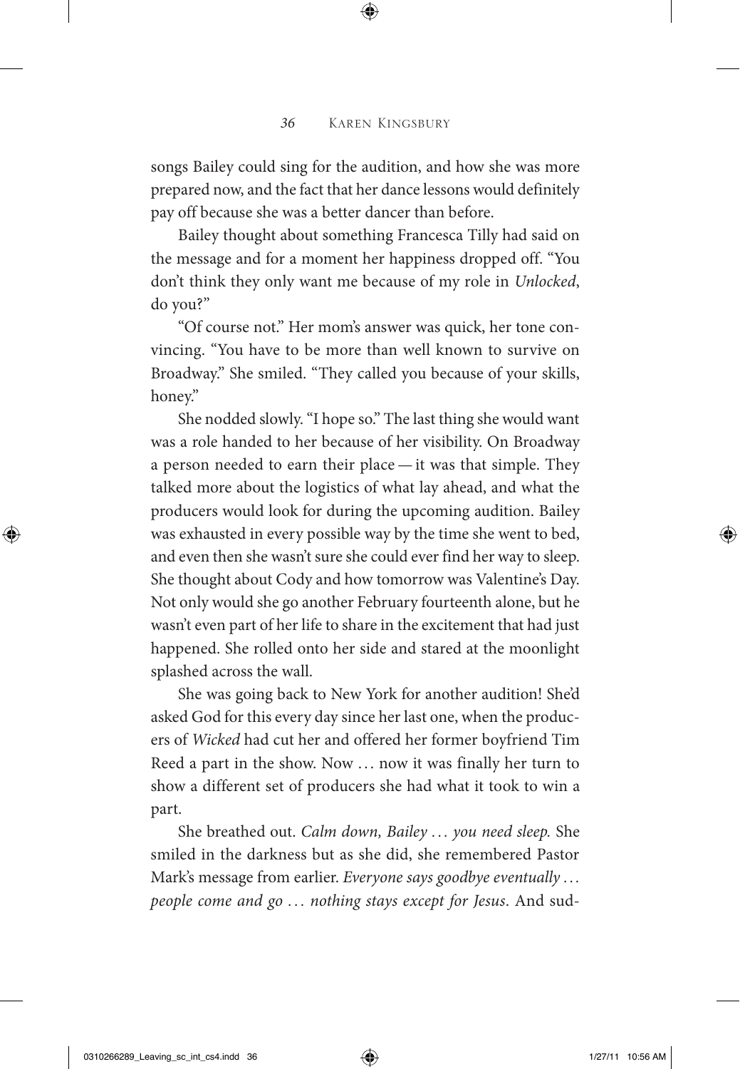songs Bailey could sing for the audition, and how she was more prepared now, and the fact that her dance lessons would definitely pay off because she was a better dancer than before.

Bailey thought about something Francesca Tilly had said on the message and for a moment her happiness dropped off. "You don't think they only want me because of my role in *Unlocked*, do you?"

"Of course not." Her mom's answer was quick, her tone convincing. "You have to be more than well known to survive on Broadway." She smiled. "They called you because of your skills, honey."

She nodded slowly. "I hope so." The last thing she would want was a role handed to her because of her visibility. On Broadway a person needed to earn their place — it was that simple. They talked more about the logistics of what lay ahead, and what the producers would look for during the upcoming audition. Bailey was exhausted in every possible way by the time she went to bed, and even then she wasn't sure she could ever find her way to sleep. She thought about Cody and how tomorrow was Valentine's Day. Not only would she go another February fourteenth alone, but he wasn't even part of her life to share in the excitement that had just happened. She rolled onto her side and stared at the moonlight splashed across the wall.

She was going back to New York for another audition! She'd asked God for this every day since her last one, when the producers of *Wicked* had cut her and offered her former boyfriend Tim Reed a part in the show. Now … now it was finally her turn to show a different set of producers she had what it took to win a part.

She breathed out. *Calm down, Bailey … you need sleep.* She smiled in the darkness but as she did, she remembered Pastor Mark's message from earlier. *Everyone says goodbye eventually … people come and go … nothing stays except for Jesus*. And sud-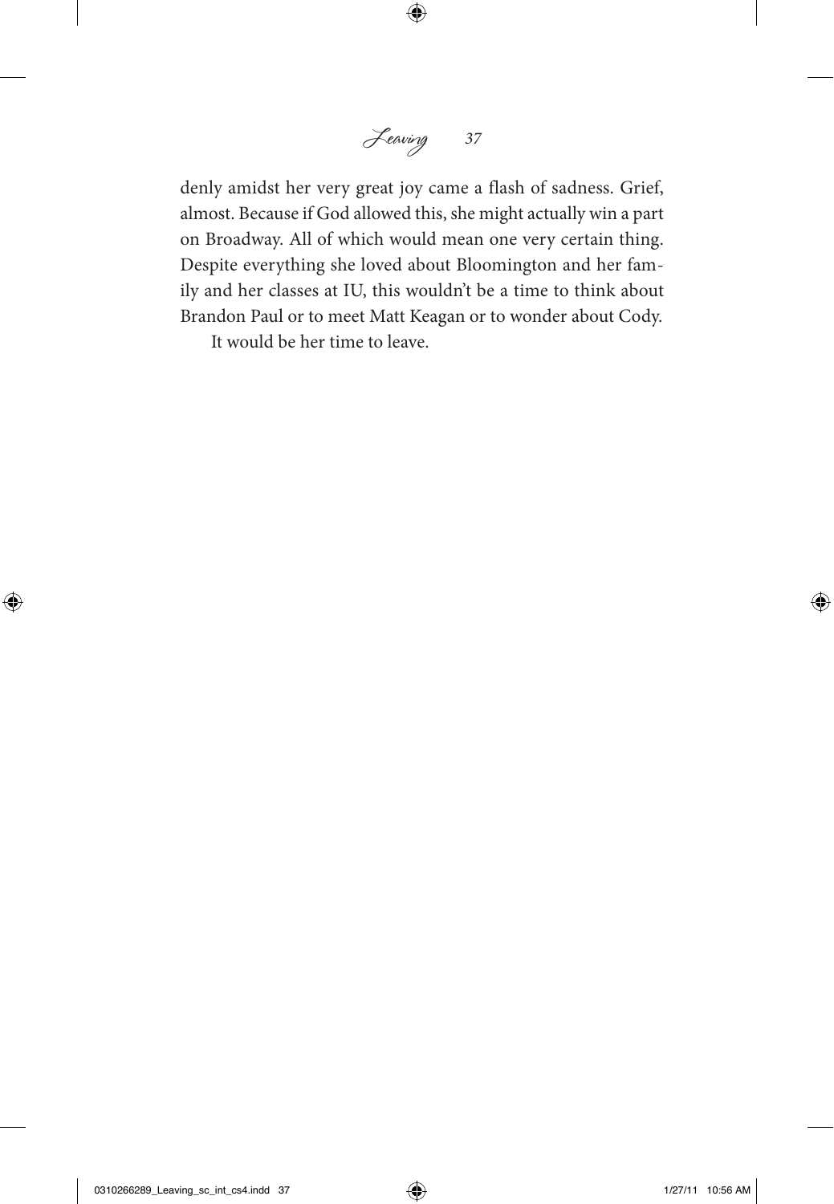denly amidst her very great joy came a flash of sadness. Grief, almost. Because if God allowed this, she might actually win a part on Broadway. All of which would mean one very certain thing. Despite everything she loved about Bloomington and her family and her classes at IU, this wouldn't be a time to think about Brandon Paul or to meet Matt Keagan or to wonder about Cody.

It would be her time to leave.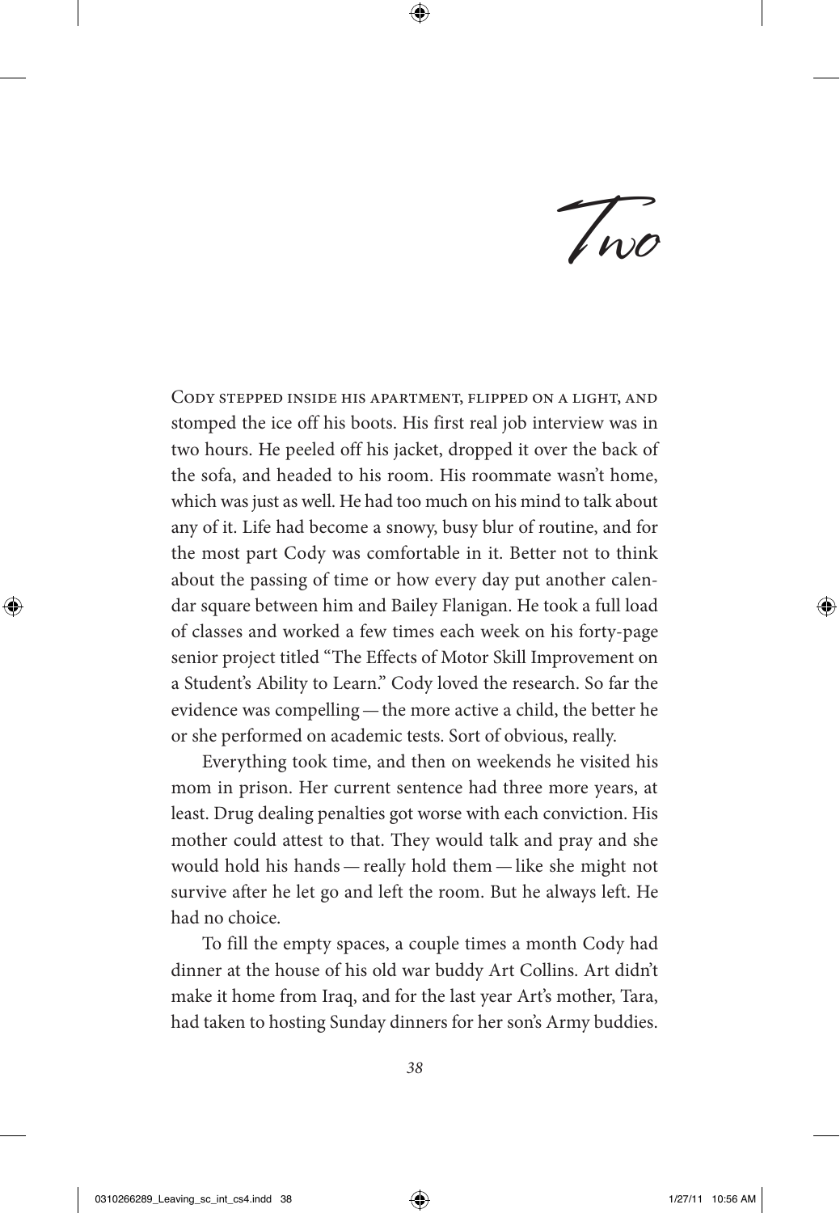# Two

Cody stepped inside his apartment, flipped on a light, and stomped the ice off his boots. His first real job interview was in two hours. He peeled off his jacket, dropped it over the back of the sofa, and headed to his room. His roommate wasn't home, which was just as well. He had too much on his mind to talk about any of it. Life had become a snowy, busy blur of routine, and for the most part Cody was comfortable in it. Better not to think about the passing of time or how every day put another calendar square between him and Bailey Flanigan. He took a full load of classes and worked a few times each week on his forty-page senior project titled "The Effects of Motor Skill Improvement on a Student's Ability to Learn." Cody loved the research. So far the evidence was compelling — the more active a child, the better he or she performed on academic tests. Sort of obvious, really.

Everything took time, and then on weekends he visited his mom in prison. Her current sentence had three more years, at least. Drug dealing penalties got worse with each conviction. His mother could attest to that. They would talk and pray and she would hold his hands — really hold them — like she might not survive after he let go and left the room. But he always left. He had no choice.

To fill the empty spaces, a couple times a month Cody had dinner at the house of his old war buddy Art Collins. Art didn't make it home from Iraq, and for the last year Art's mother, Tara, had taken to hosting Sunday dinners for her son's Army buddies.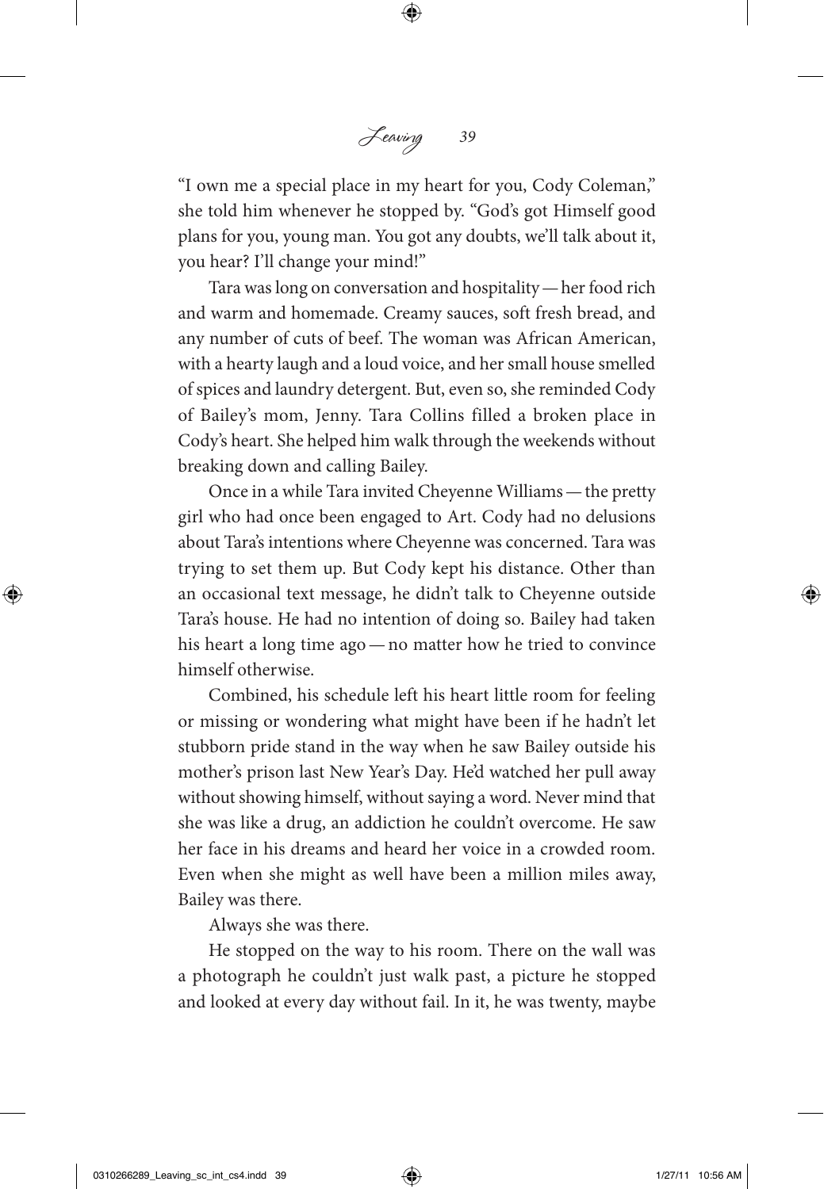"I own me a special place in my heart for you, Cody Coleman," she told him whenever he stopped by. "God's got Himself good plans for you, young man. You got any doubts, we'll talk about it, you hear? I'll change your mind!"

Tara was long on conversation and hospitality — her food rich and warm and homemade. Creamy sauces, soft fresh bread, and any number of cuts of beef. The woman was African American, with a hearty laugh and a loud voice, and her small house smelled of spices and laundry detergent. But, even so, she reminded Cody of Bailey's mom, Jenny. Tara Collins filled a broken place in Cody's heart. She helped him walk through the weekends without breaking down and calling Bailey.

Once in a while Tara invited Cheyenne Williams — the pretty girl who had once been engaged to Art. Cody had no delusions about Tara's intentions where Cheyenne was concerned. Tara was trying to set them up. But Cody kept his distance. Other than an occasional text message, he didn't talk to Cheyenne outside Tara's house. He had no intention of doing so. Bailey had taken his heart a long time ago — no matter how he tried to convince himself otherwise.

Combined, his schedule left his heart little room for feeling or missing or wondering what might have been if he hadn't let stubborn pride stand in the way when he saw Bailey outside his mother's prison last New Year's Day. He'd watched her pull away without showing himself, without saying a word. Never mind that she was like a drug, an addiction he couldn't overcome. He saw her face in his dreams and heard her voice in a crowded room. Even when she might as well have been a million miles away, Bailey was there.

Always she was there.

He stopped on the way to his room. There on the wall was a photograph he couldn't just walk past, a picture he stopped and looked at every day without fail. In it, he was twenty, maybe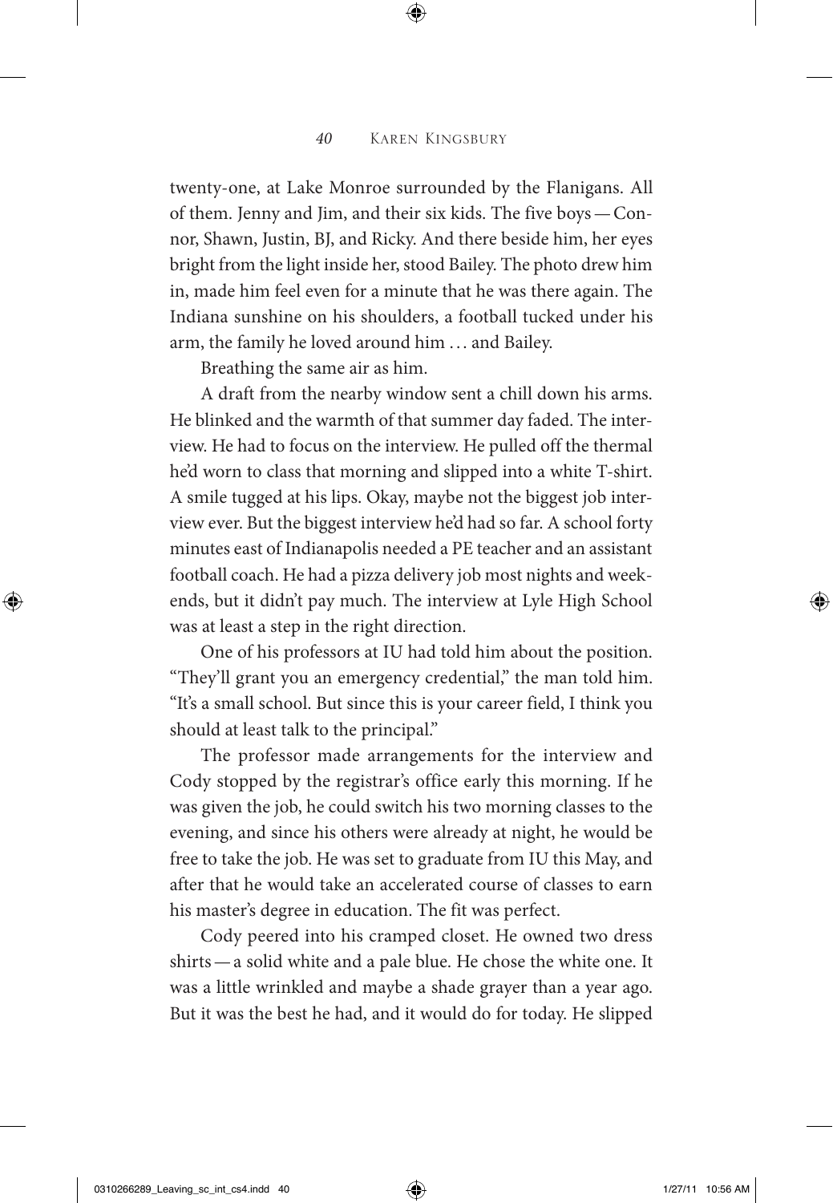twenty-one, at Lake Monroe surrounded by the Flanigans. All of them. Jenny and Jim, and their six kids. The five boys — Connor, Shawn, Justin, BJ, and Ricky. And there beside him, her eyes bright from the light inside her, stood Bailey. The photo drew him in, made him feel even for a minute that he was there again. The Indiana sunshine on his shoulders, a football tucked under his arm, the family he loved around him … and Bailey.

Breathing the same air as him.

A draft from the nearby window sent a chill down his arms. He blinked and the warmth of that summer day faded. The interview. He had to focus on the interview. He pulled off the thermal he'd worn to class that morning and slipped into a white T-shirt. A smile tugged at his lips. Okay, maybe not the biggest job interview ever. But the biggest interview he'd had so far. A school forty minutes east of Indianapolis needed a PE teacher and an assistant football coach. He had a pizza delivery job most nights and weekends, but it didn't pay much. The interview at Lyle High School was at least a step in the right direction.

One of his professors at IU had told him about the position. "They'll grant you an emergency credential," the man told him. "It's a small school. But since this is your career field, I think you should at least talk to the principal."

The professor made arrangements for the interview and Cody stopped by the registrar's office early this morning. If he was given the job, he could switch his two morning classes to the evening, and since his others were already at night, he would be free to take the job. He was set to graduate from IU this May, and after that he would take an accelerated course of classes to earn his master's degree in education. The fit was perfect.

Cody peered into his cramped closet. He owned two dress shirts — a solid white and a pale blue. He chose the white one. It was a little wrinkled and maybe a shade grayer than a year ago. But it was the best he had, and it would do for today. He slipped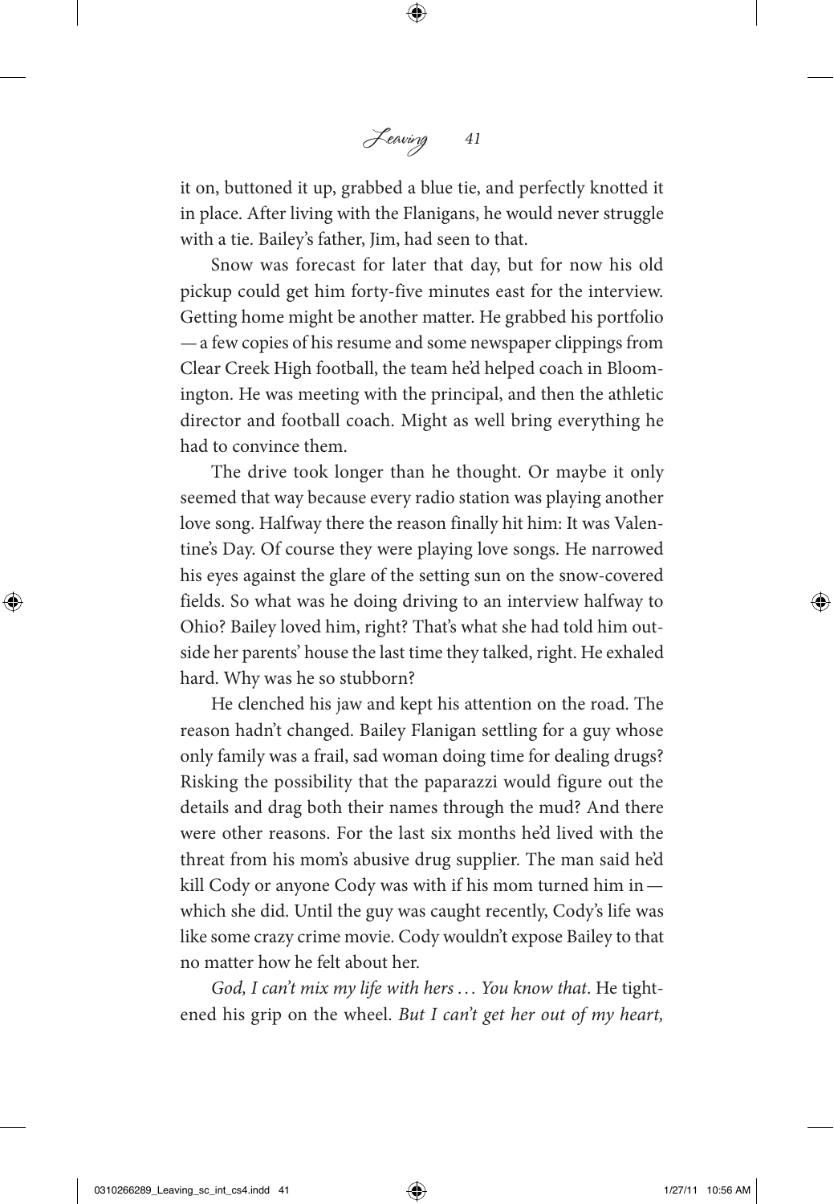it on, buttoned it up, grabbed a blue tie, and perfectly knotted it in place. After living with the Flanigans, he would never struggle with a tie. Bailey's father, Jim, had seen to that.

Snow was forecast for later that day, but for now his old pickup could get him forty-five minutes east for the interview. Getting home might be another matter. He grabbed his portfolio — a few copies of his resume and some newspaper clippings from Clear Creek High football, the team he'd helped coach in Bloomington. He was meeting with the principal, and then the athletic director and football coach. Might as well bring everything he had to convince them.

The drive took longer than he thought. Or maybe it only seemed that way because every radio station was playing another love song. Halfway there the reason finally hit him: It was Valentine's Day. Of course they were playing love songs. He narrowed his eyes against the glare of the setting sun on the snow-covered fields. So what was he doing driving to an interview halfway to Ohio? Bailey loved him, right? That's what she had told him outside her parents' house the last time they talked, right. He exhaled hard. Why was he so stubborn?

He clenched his jaw and kept his attention on the road. The reason hadn't changed. Bailey Flanigan settling for a guy whose only family was a frail, sad woman doing time for dealing drugs? Risking the possibility that the paparazzi would figure out the details and drag both their names through the mud? And there were other reasons. For the last six months he'd lived with the threat from his mom's abusive drug supplier. The man said he'd kill Cody or anyone Cody was with if his mom turned him in — which she did. Until the guy was caught recently, Cody's life was like some crazy crime movie. Cody wouldn't expose Bailey to that no matter how he felt about her.

*God, I can't mix my life with hers … You know that.* He tightened his grip on the wheel. *But I can't get her out of my heart,*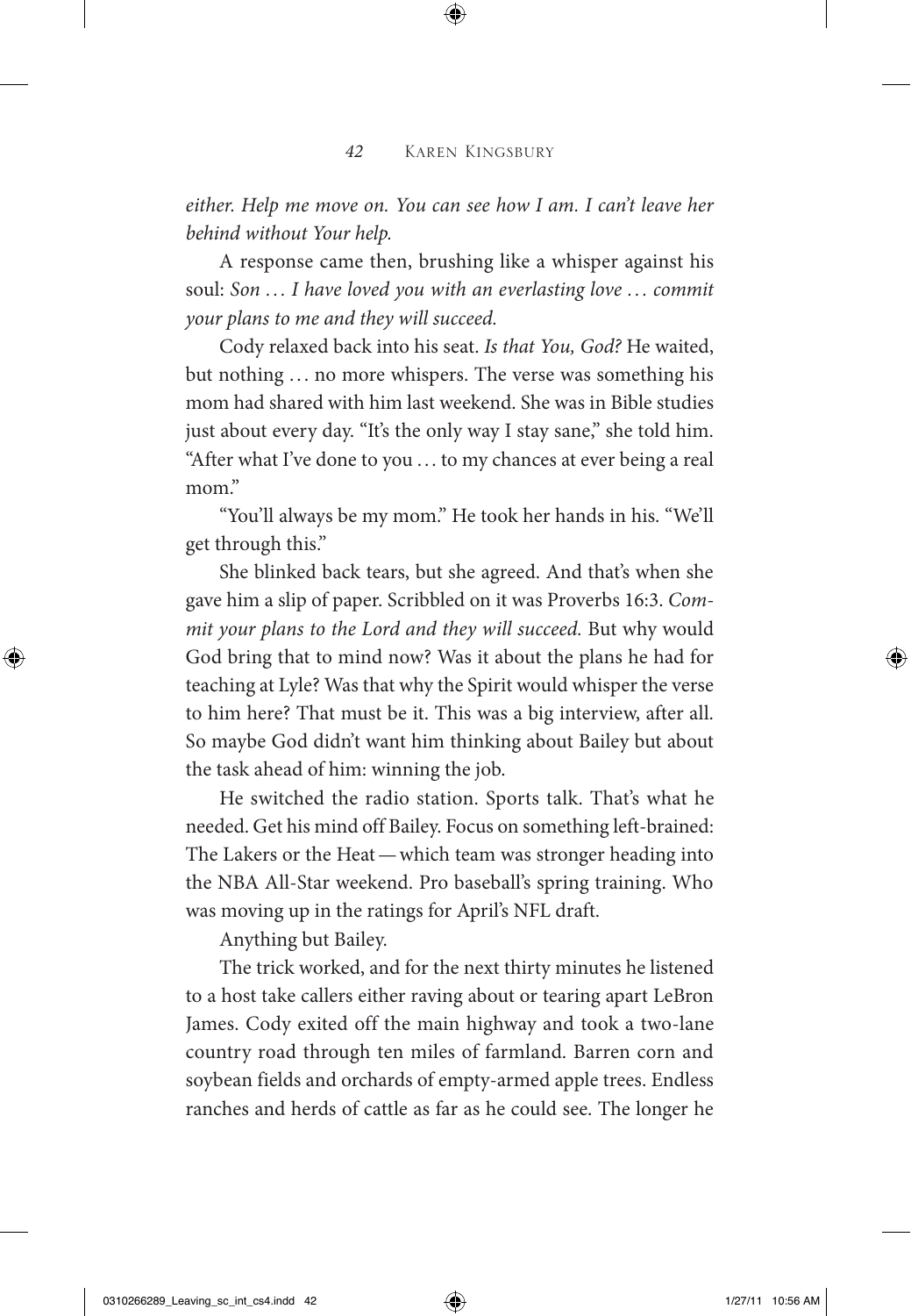*either. Help me move on. You can see how I am. I can't leave her behind without Your help.*

A response came then, brushing like a whisper against his soul: *Son … I have loved you with an everlasting love … commit your plans to me and they will succeed.*

Cody relaxed back into his seat. *Is that You, God?* He waited, but nothing … no more whispers. The verse was something his mom had shared with him last weekend. She was in Bible studies just about every day. "It's the only way I stay sane," she told him. "After what I've done to you … to my chances at ever being a real mom."

"You'll always be my mom." He took her hands in his. "We'll get through this."

She blinked back tears, but she agreed. And that's when she gave him a slip of paper. Scribbled on it was Proverbs 16:3. *Commit your plans to the Lord and they will succeed.* But why would God bring that to mind now? Was it about the plans he had for teaching at Lyle? Was that why the Spirit would whisper the verse to him here? That must be it. This was a big interview, after all. So maybe God didn't want him thinking about Bailey but about the task ahead of him: winning the job.

He switched the radio station. Sports talk. That's what he needed. Get his mind off Bailey. Focus on something left-brained: The Lakers or the Heat — which team was stronger heading into the NBA All-Star weekend. Pro baseball's spring training. Who was moving up in the ratings for April's NFL draft.

Anything but Bailey.

The trick worked, and for the next thirty minutes he listened to a host take callers either raving about or tearing apart LeBron James. Cody exited off the main highway and took a two-lane country road through ten miles of farmland. Barren corn and soybean fields and orchards of empty-armed apple trees. Endless ranches and herds of cattle as far as he could see. The longer he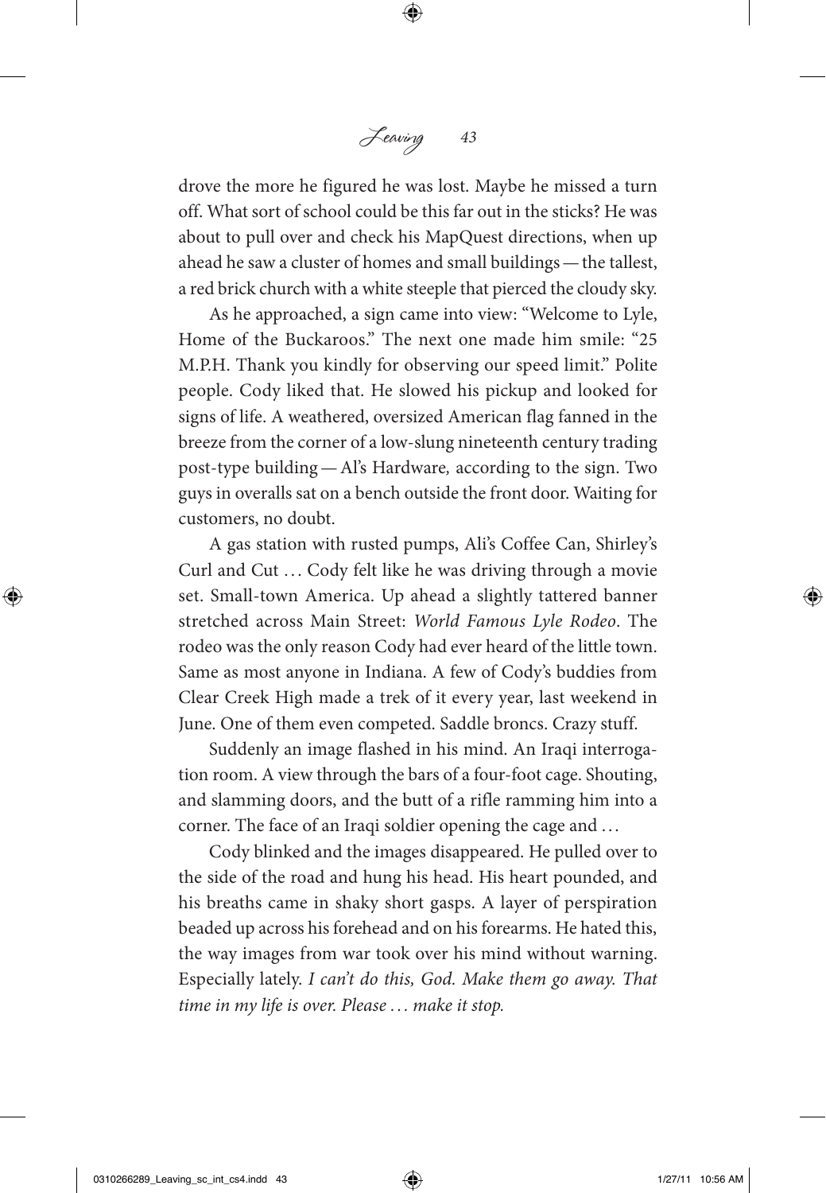drove the more he figured he was lost. Maybe he missed a turn off. What sort of school could be this far out in the sticks? He was about to pull over and check his MapQuest directions, when up ahead he saw a cluster of homes and small buildings — the tallest, a red brick church with a white steeple that pierced the cloudy sky.

As he approached, a sign came into view: "Welcome to Lyle, Home of the Buckaroos." The next one made him smile: "25 M.P.H. Thank you kindly for observing our speed limit." Polite people. Cody liked that. He slowed his pickup and looked for signs of life. A weathered, oversized American flag fanned in the breeze from the corner of a low-slung nineteenth century trading post-type building — Al's Hardware*,* according to the sign. Two guys in overalls sat on a bench outside the front door. Waiting for customers, no doubt.

A gas station with rusted pumps, Ali's Coffee Can, Shirley's Curl and Cut … Cody felt like he was driving through a movie set. Small-town America. Up ahead a slightly tattered banner stretched across Main Street: *World Famous Lyle Rodeo*. The rodeo was the only reason Cody had ever heard of the little town. Same as most anyone in Indiana. A few of Cody's buddies from Clear Creek High made a trek of it every year, last weekend in June. One of them even competed. Saddle broncs. Crazy stuff.

Suddenly an image flashed in his mind. An Iraqi interrogation room. A view through the bars of a four-foot cage. Shouting, and slamming doors, and the butt of a rifle ramming him into a corner. The face of an Iraqi soldier opening the cage and …

Cody blinked and the images disappeared. He pulled over to the side of the road and hung his head. His heart pounded, and his breaths came in shaky short gasps. A layer of perspiration beaded up across his forehead and on his forearms. He hated this, the way images from war took over his mind without warning. Especially lately. *I can't do this, God. Make them go away. That time in my life is over. Please … make it stop.*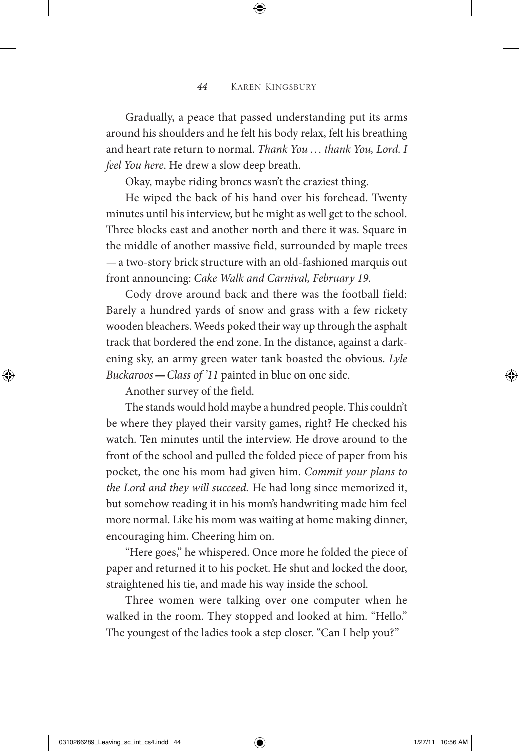Gradually, a peace that passed understanding put its arms around his shoulders and he felt his body relax, felt his breathing and heart rate return to normal. *Thank You . . . thank You, Lord. I feel You here*. He drew a slow deep breath.

Okay, maybe riding broncs wasn't the craziest thing.

He wiped the back of his hand over his forehead. Twenty minutes until his interview, but he might as well get to the school. Three blocks east and another north and there it was. Square in the middle of another massive field, surrounded by maple trees — a two-story brick structure with an old-fashioned marquis out front announcing: *Cake Walk and Carnival, February 19.*

Cody drove around back and there was the football field: Barely a hundred yards of snow and grass with a few rickety wooden bleachers. Weeds poked their way up through the asphalt track that bordered the end zone. In the distance, against a darkening sky, an army green water tank boasted the obvious. *Lyle Buckaroos — Class of '11* painted in blue on one side.

Another survey of the field.

The stands would hold maybe a hundred people. This couldn't be where they played their varsity games, right? He checked his watch. Ten minutes until the interview. He drove around to the front of the school and pulled the folded piece of paper from his pocket, the one his mom had given him. *Commit your plans to the Lord and they will succeed.* He had long since memorized it, but somehow reading it in his mom's handwriting made him feel more normal. Like his mom was waiting at home making dinner, encouraging him. Cheering him on.

"Here goes," he whispered. Once more he folded the piece of paper and returned it to his pocket. He shut and locked the door, straightened his tie, and made his way inside the school.

Three women were talking over one computer when he walked in the room. They stopped and looked at him. "Hello." The youngest of the ladies took a step closer. "Can I help you?"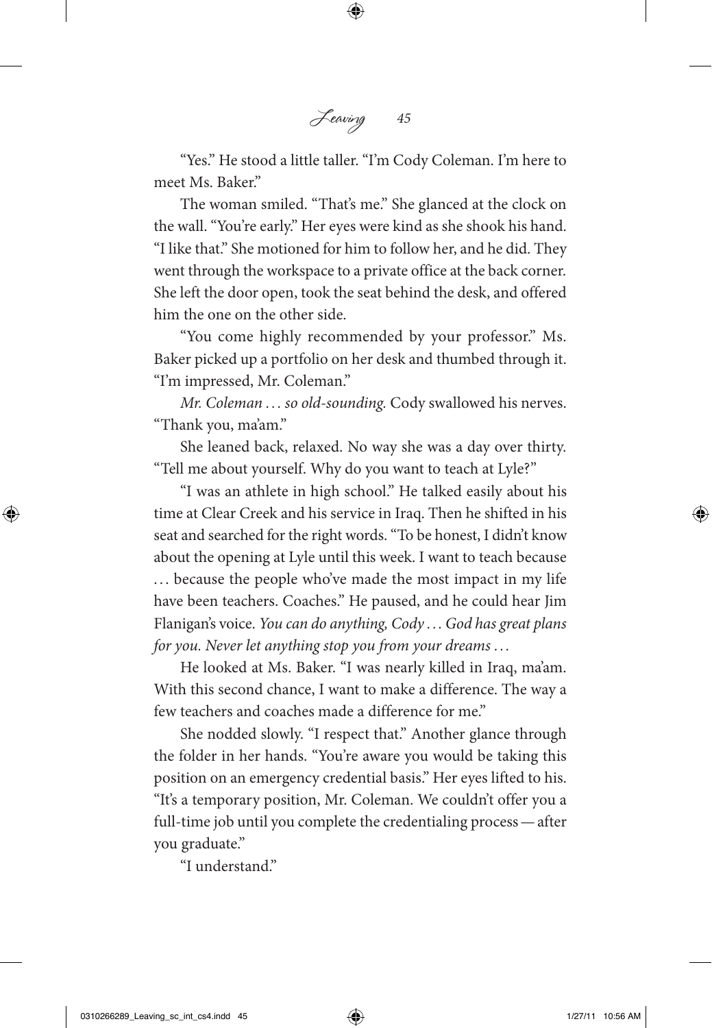"Yes." He stood a little taller. "I'm Cody Coleman. I'm here to meet Ms. Baker."

The woman smiled. "That's me." She glanced at the clock on the wall. "You're early." Her eyes were kind as she shook his hand. "I like that." She motioned for him to follow her, and he did. They went through the workspace to a private office at the back corner. She left the door open, took the seat behind the desk, and offered him the one on the other side.

"You come highly recommended by your professor." Ms. Baker picked up a portfolio on her desk and thumbed through it. "I'm impressed, Mr. Coleman."

*Mr. Coleman . . . so old-sounding.* Cody swallowed his nerves. "Thank you, ma'am."

She leaned back, relaxed. No way she was a day over thirty. "Tell me about yourself. Why do you want to teach at Lyle?"

"I was an athlete in high school." He talked easily about his time at Clear Creek and his service in Iraq. Then he shifted in his seat and searched for the right words. "To be honest, I didn't know about the opening at Lyle until this week. I want to teach because . . . because the people who've made the most impact in my life have been teachers. Coaches." He paused, and he could hear Jim Flanigan's voice. *You can do anything, Cody . . . God has great plans for you. Never let anything stop you from your dreams . . .*

He looked at Ms. Baker. "I was nearly killed in Iraq, ma'am. With this second chance, I want to make a difference. The way a few teachers and coaches made a difference for me."

She nodded slowly. "I respect that." Another glance through the folder in her hands. "You're aware you would be taking this position on an emergency credential basis." Her eyes lifted to his. "It's a temporary position, Mr. Coleman. We couldn't offer you a full-time job until you complete the credentialing process — after you graduate."

"I understand."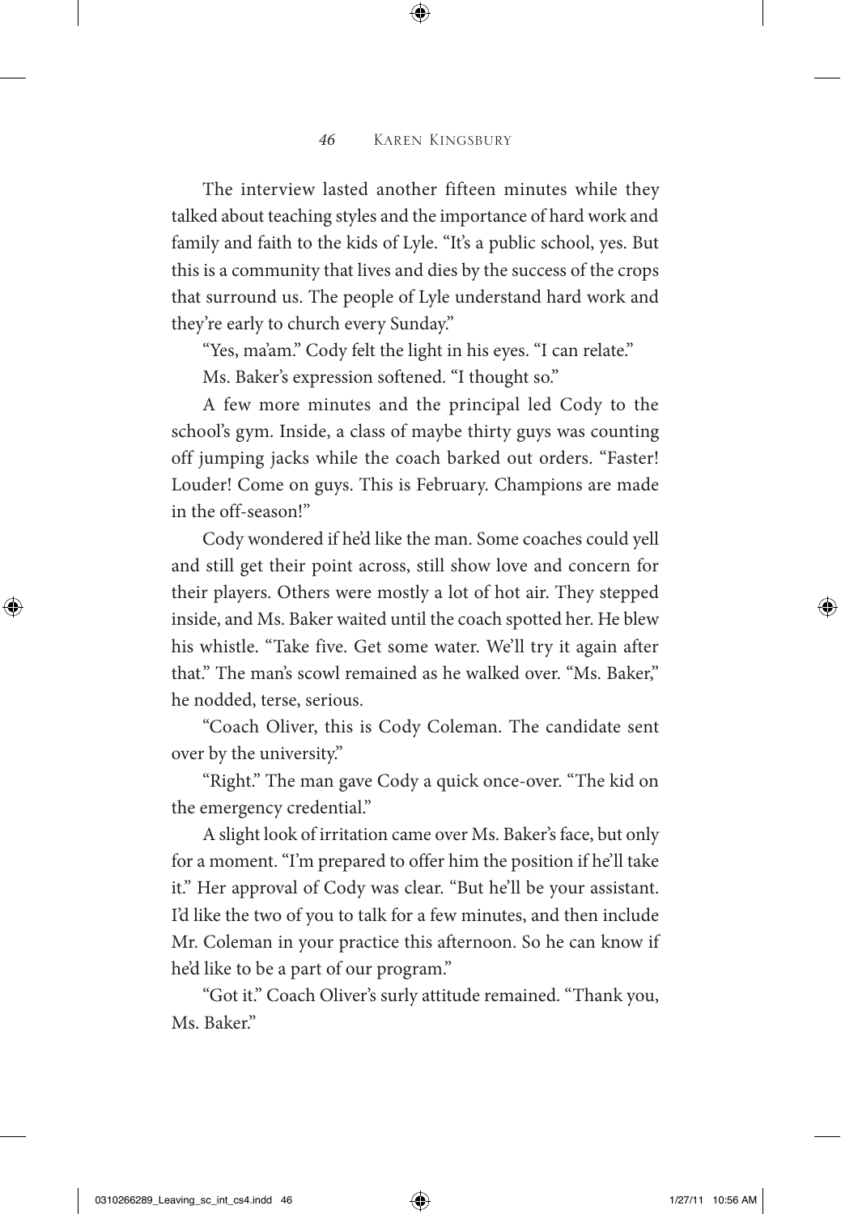The interview lasted another fifteen minutes while they talked about teaching styles and the importance of hard work and family and faith to the kids of Lyle. "It's a public school, yes. But this is a community that lives and dies by the success of the crops that surround us. The people of Lyle understand hard work and they're early to church every Sunday."

"Yes, ma'am." Cody felt the light in his eyes. "I can relate."

Ms. Baker's expression softened. "I thought so."

A few more minutes and the principal led Cody to the school's gym. Inside, a class of maybe thirty guys was counting off jumping jacks while the coach barked out orders. "Faster! Louder! Come on guys. This is February. Champions are made in the off-season!"

Cody wondered if he'd like the man. Some coaches could yell and still get their point across, still show love and concern for their players. Others were mostly a lot of hot air. They stepped inside, and Ms. Baker waited until the coach spotted her. He blew his whistle. "Take five. Get some water. We'll try it again after that." The man's scowl remained as he walked over. "Ms. Baker," he nodded, terse, serious.

"Coach Oliver, this is Cody Coleman. The candidate sent over by the university."

"Right." The man gave Cody a quick once-over. "The kid on the emergency credential."

A slight look of irritation came over Ms. Baker's face, but only for a moment. "I'm prepared to offer him the position if he'll take it." Her approval of Cody was clear. "But he'll be your assistant. I'd like the two of you to talk for a few minutes, and then include Mr. Coleman in your practice this afternoon. So he can know if he'd like to be a part of our program."

"Got it." Coach Oliver's surly attitude remained. "Thank you, Ms. Baker."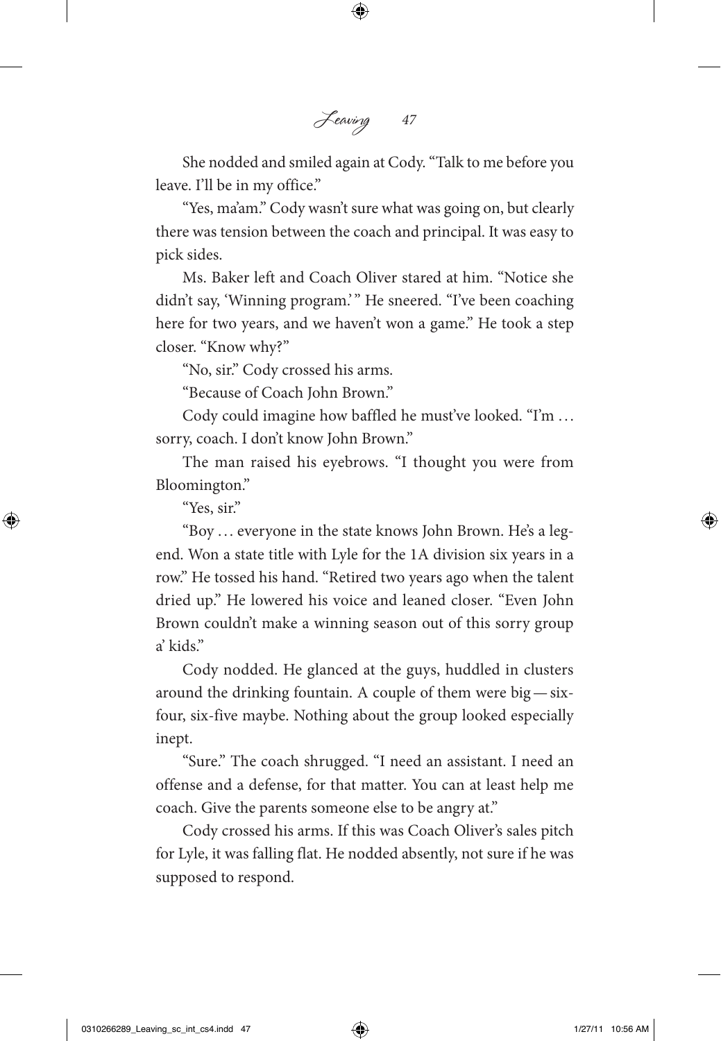She nodded and smiled again at Cody. "Talk to me before you leave. I'll be in my office."

"Yes, ma'am." Cody wasn't sure what was going on, but clearly there was tension between the coach and principal. It was easy to pick sides.

Ms. Baker left and Coach Oliver stared at him. "Notice she didn't say, 'Winning program.'" He sneered. "I've been coaching here for two years, and we haven't won a game." He took a step closer. "Know why?"

"No, sir." Cody crossed his arms.

"Because of Coach John Brown."

Cody could imagine how baffled he must've looked. "I'm … sorry, coach. I don't know John Brown."

The man raised his eyebrows. "I thought you were from Bloomington."

"Yes, sir."

"Boy … everyone in the state knows John Brown. He's a legend. Won a state title with Lyle for the 1A division six years in a row." He tossed his hand. "Retired two years ago when the talent dried up." He lowered his voice and leaned closer. "Even John Brown couldn't make a winning season out of this sorry group a' kids."

Cody nodded. He glanced at the guys, huddled in clusters around the drinking fountain. A couple of them were big — six-four, six-five maybe. Nothing about the group looked especially inept.

"Sure." The coach shrugged. "I need an assistant. I need an offense and a defense, for that matter. You can at least help me coach. Give the parents someone else to be angry at."

Cody crossed his arms. If this was Coach Oliver's sales pitch for Lyle, it was falling flat. He nodded absently, not sure if he was supposed to respond.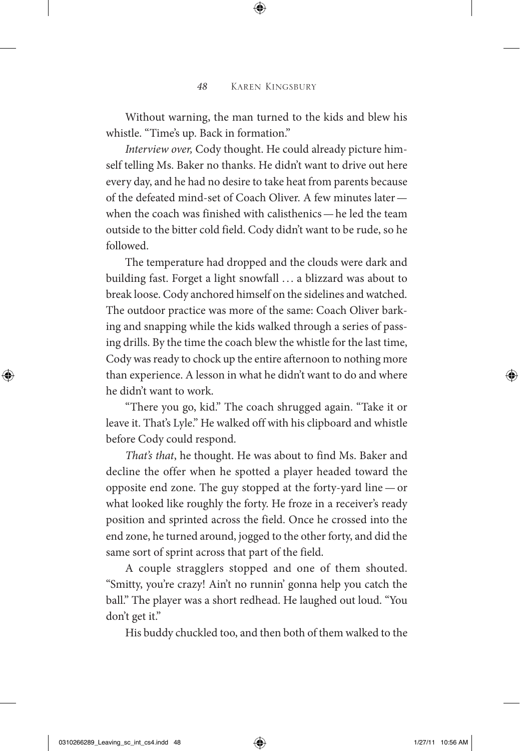Without warning, the man turned to the kids and blew his whistle. "Time's up. Back in formation."

*Interview over,* Cody thought. He could already picture himself telling Ms. Baker no thanks. He didn't want to drive out here every day, and he had no desire to take heat from parents because of the defeated mind-set of Coach Oliver. A few minutes later — when the coach was finished with calisthenics — he led the team outside to the bitter cold field. Cody didn't want to be rude, so he followed.

The temperature had dropped and the clouds were dark and building fast. Forget a light snowfall … a blizzard was about to break loose. Cody anchored himself on the sidelines and watched. The outdoor practice was more of the same: Coach Oliver barking and snapping while the kids walked through a series of passing drills. By the time the coach blew the whistle for the last time, Cody was ready to chock up the entire afternoon to nothing more than experience. A lesson in what he didn't want to do and where he didn't want to work.

"There you go, kid." The coach shrugged again. "Take it or leave it. That's Lyle." He walked off with his clipboard and whistle before Cody could respond.

*That's that*, he thought. He was about to find Ms. Baker and decline the offer when he spotted a player headed toward the opposite end zone. The guy stopped at the forty-yard line — or what looked like roughly the forty. He froze in a receiver's ready position and sprinted across the field. Once he crossed into the end zone, he turned around, jogged to the other forty, and did the same sort of sprint across that part of the field.

A couple stragglers stopped and one of them shouted. "Smitty, you're crazy! Ain't no runnin' gonna help you catch the ball." The player was a short redhead. He laughed out loud. "You don't get it."

His buddy chuckled too, and then both of them walked to the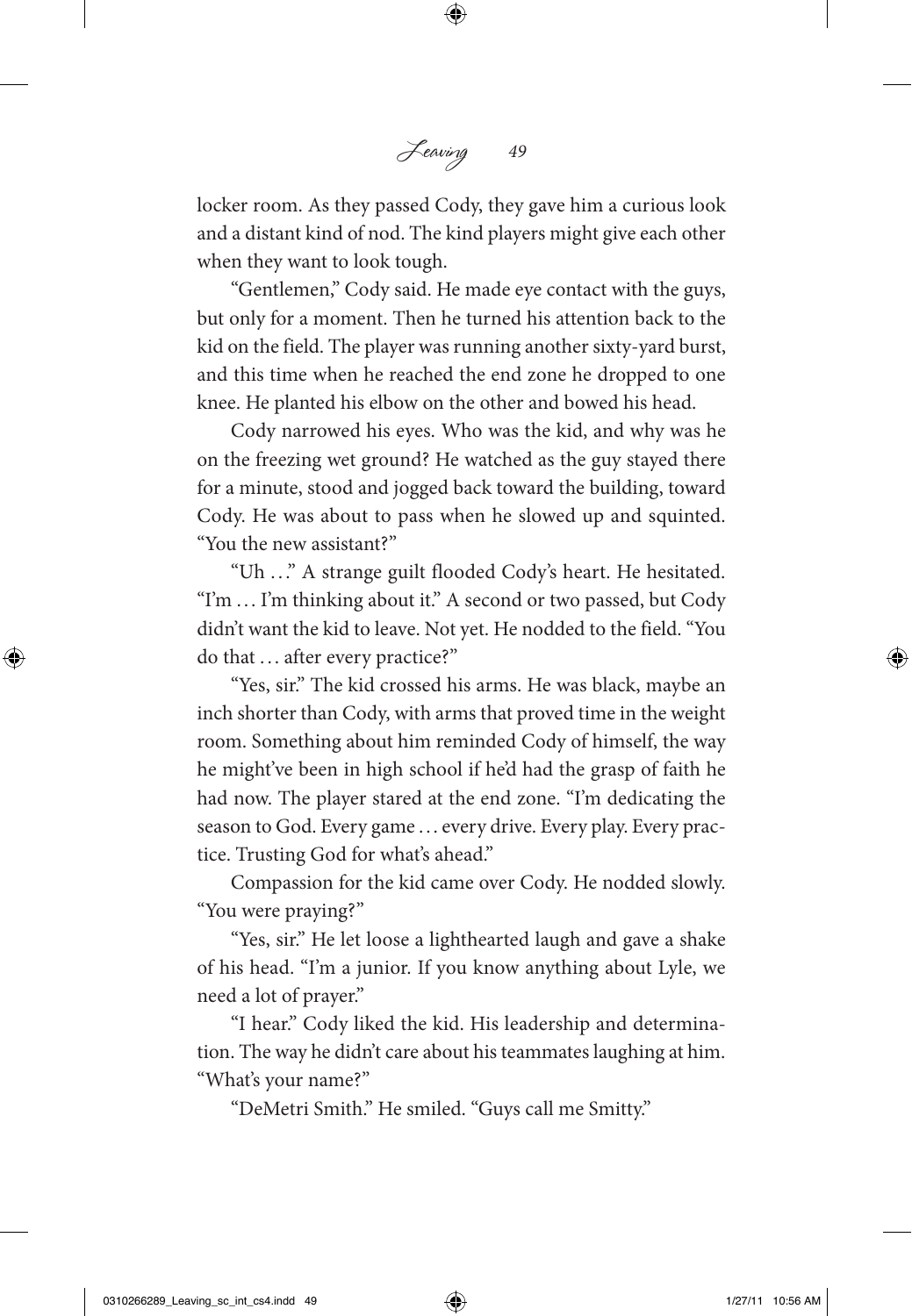locker room. As they passed Cody, they gave him a curious look and a distant kind of nod. The kind players might give each other when they want to look tough.

"Gentlemen," Cody said. He made eye contact with the guys, but only for a moment. Then he turned his attention back to the kid on the field. The player was running another sixty-yard burst, and this time when he reached the end zone he dropped to one knee. He planted his elbow on the other and bowed his head.

Cody narrowed his eyes. Who was the kid, and why was he on the freezing wet ground? He watched as the guy stayed there for a minute, stood and jogged back toward the building, toward Cody. He was about to pass when he slowed up and squinted. "You the new assistant?"

"Uh …" A strange guilt flooded Cody's heart. He hesitated. "I'm … I'm thinking about it." A second or two passed, but Cody didn't want the kid to leave. Not yet. He nodded to the field. "You do that … after every practice?"

"Yes, sir." The kid crossed his arms. He was black, maybe an inch shorter than Cody, with arms that proved time in the weight room. Something about him reminded Cody of himself, the way he might've been in high school if he'd had the grasp of faith he had now. The player stared at the end zone. "I'm dedicating the season to God. Every game … every drive. Every play. Every practice. Trusting God for what's ahead."

Compassion for the kid came over Cody. He nodded slowly. "You were praying?"

"Yes, sir." He let loose a lighthearted laugh and gave a shake of his head. "I'm a junior. If you know anything about Lyle, we need a lot of prayer."

"I hear." Cody liked the kid. His leadership and determination. The way he didn't care about his teammates laughing at him. "What's your name?"

"DeMetri Smith." He smiled. "Guys call me Smitty."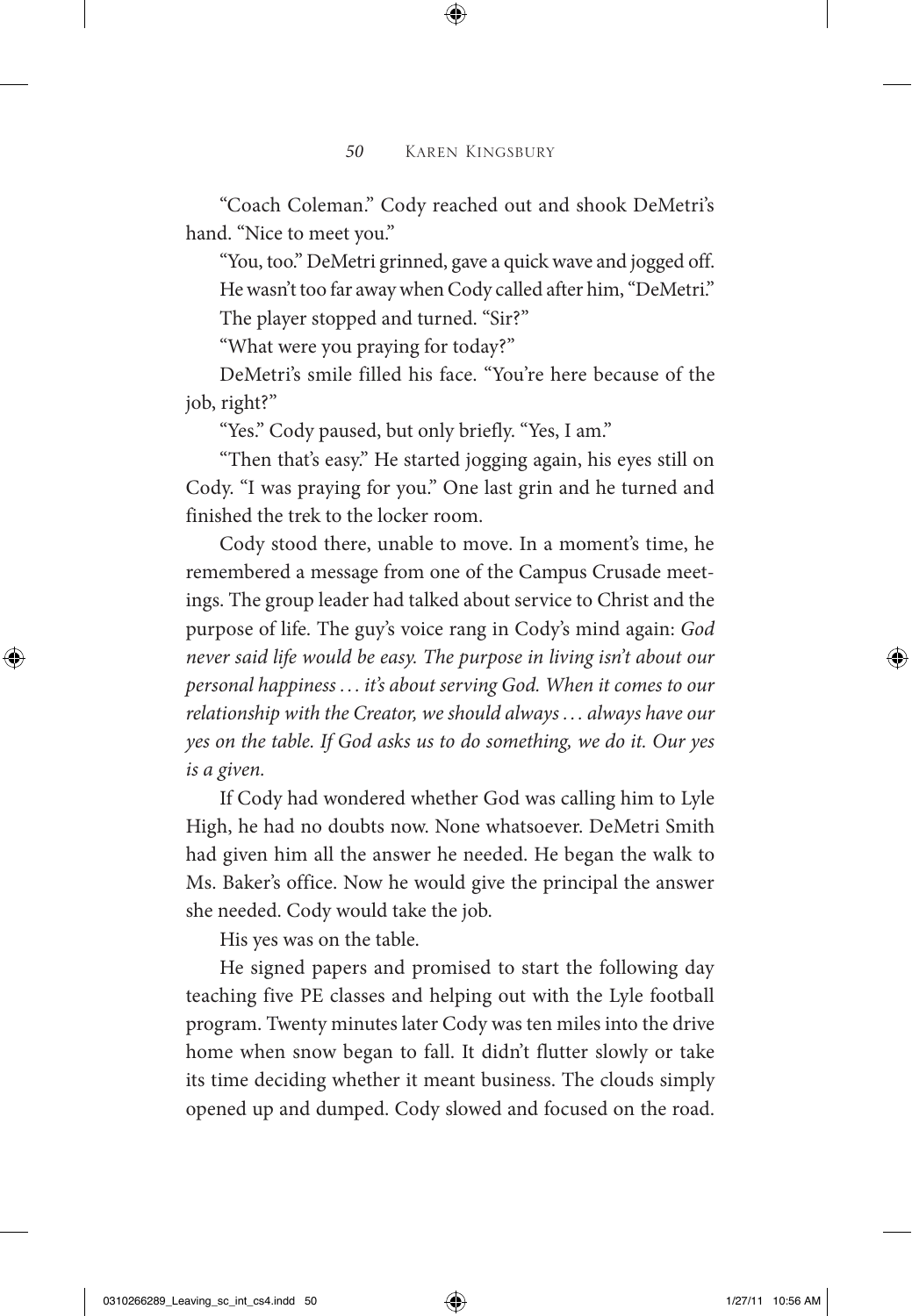"Coach Coleman." Cody reached out and shook DeMetri's hand. "Nice to meet you."

"You, too." DeMetri grinned, gave a quick wave and jogged off. He wasn't too far away when Cody called after him, "DeMetri."

The player stopped and turned. "Sir?"

"What were you praying for today?"

DeMetri's smile filled his face. "You're here because of the job, right?"

"Yes." Cody paused, but only briefly. "Yes, I am."

"Then that's easy." He started jogging again, his eyes still on Cody. "I was praying for you." One last grin and he turned and finished the trek to the locker room.

Cody stood there, unable to move. In a moment's time, he remembered a message from one of the Campus Crusade meetings. The group leader had talked about service to Christ and the purpose of life. The guy's voice rang in Cody's mind again: *God never said life would be easy. The purpose in living isn't about our personal happiness … it's about serving God. When it comes to our relationship with the Creator, we should always … always have our yes on the table. If God asks us to do something, we do it. Our yes is a given.*

If Cody had wondered whether God was calling him to Lyle High, he had no doubts now. None whatsoever. DeMetri Smith had given him all the answer he needed. He began the walk to Ms. Baker's office. Now he would give the principal the answer she needed. Cody would take the job.

His yes was on the table.

He signed papers and promised to start the following day teaching five PE classes and helping out with the Lyle football program. Twenty minutes later Cody was ten miles into the drive home when snow began to fall. It didn't flutter slowly or take its time deciding whether it meant business. The clouds simply opened up and dumped. Cody slowed and focused on the road.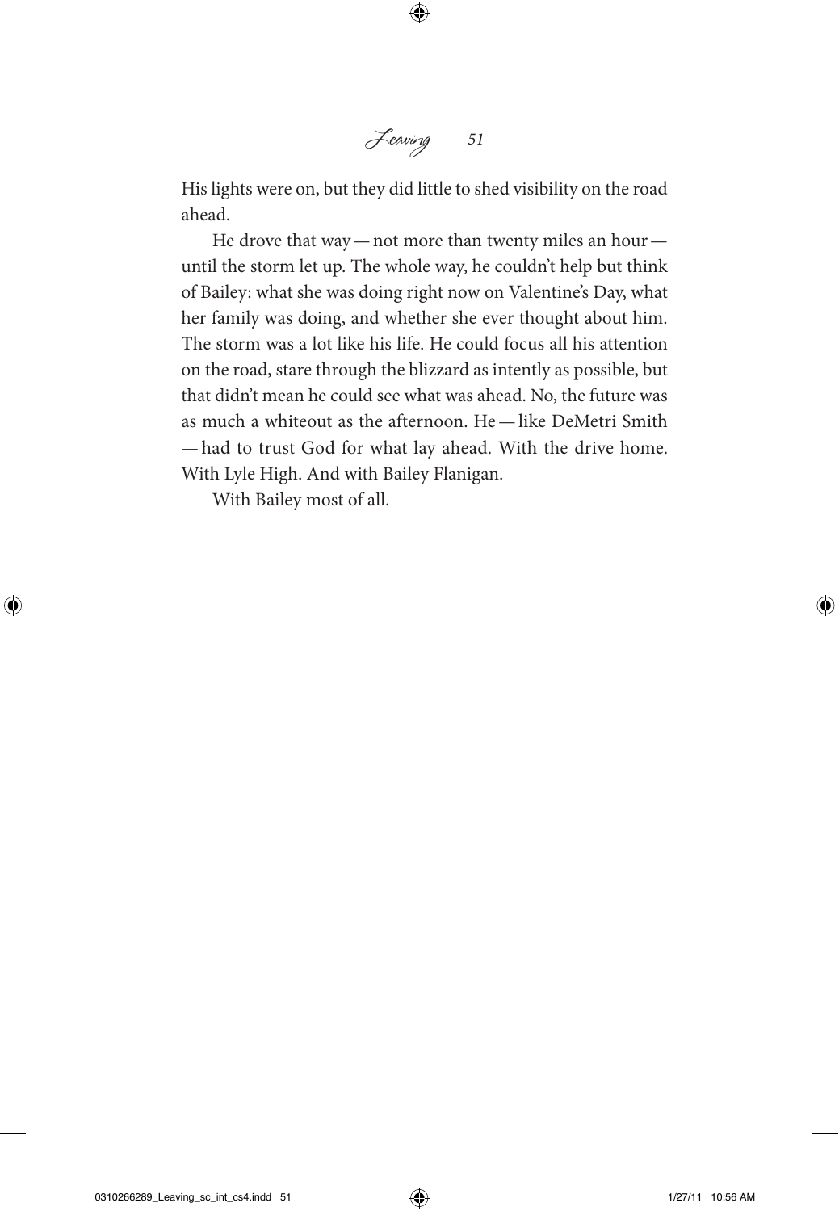His lights were on, but they did little to shed visibility on the road ahead.

He drove that way — not more than twenty miles an hour — until the storm let up. The whole way, he couldn't help but think of Bailey: what she was doing right now on Valentine's Day, what her family was doing, and whether she ever thought about him. The storm was a lot like his life. He could focus all his attention on the road, stare through the blizzard as intently as possible, but that didn't mean he could see what was ahead. No, the future was as much a whiteout as the afternoon. He — like DeMetri Smith — had to trust God for what lay ahead. With the drive home. With Lyle High. And with Bailey Flanigan.

With Bailey most of all.